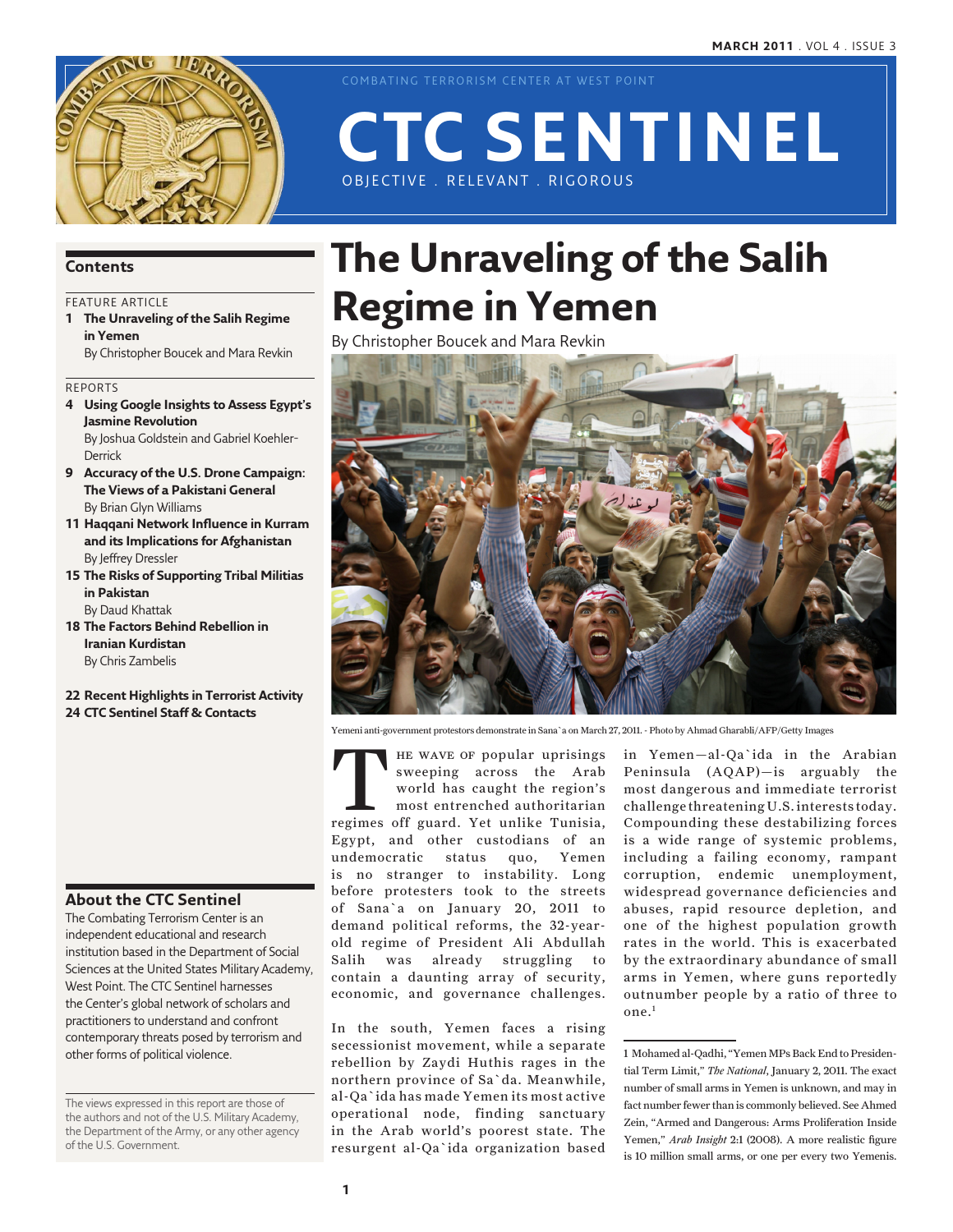# CTC SENTINEL

COMBATING TERRORISM CENTER AT WEST POINT

OBJECTIVE . RELEVANT . RIGOROUS

MARCH 2011 . VOL 4 . ISSUE 3

## Contents

FEATURE ARTICLE

**1 The Unraveling of the Salih Regime in Yemen**
By Christopher Boucek and Mara Revkin

REPORTS

**4 Using Google Insights to Assess Egypt's Jasmine Revolution**
By Joshua Goldstein and Gabriel Koehler-Derrick

**9 Accuracy of the U.S. Drone Campaign: The Views of a Pakistani General**
By Brian Glyn Williams

**11 Haqqani Network Influence in Kurram and its Implications for Afghanistan**
By Jeffrey Dressler

**15 The Risks of Supporting Tribal Militias in Pakistan**
By Daud Khattak

**18 The Factors Behind Rebellion in Iranian Kurdistan**
By Chris Zambelis

**22 Recent Highlights in Terrorist Activity**

**24 CTC Sentinel Staff & Contacts**

## About the CTC Sentinel

The Combating Terrorism Center is an independent educational and research institution based in the Department of Social Sciences at the United States Military Academy, West Point. The CTC Sentinel harnesses the Center's global network of scholars and practitioners to understand and confront contemporary threats posed by terrorism and other forms of political violence.

The views expressed in this report are those of the authors and not of the U.S. Military Academy, the Department of the Army, or any other agency of the U.S. Government.

# The Unraveling of the Salih Regime in Yemen

By Christopher Boucek and Mara Revkin

Yemeni anti-government protestors demonstrate in Sana`a on March 27, 2011. - Photo by Ahmad Gharabli/AFP/Getty Images

The wave of popular uprisings sweeping across the Arab world has caught the region's most entrenched authoritarian regimes off guard. Yet unlike Tunisia, Egypt, and other custodians of an undemocratic status quo, Yemen is no stranger to instability. Long before protesters took to the streets of Sana`a on January 20, 2011 to demand political reforms, the 32-year-old regime of President Ali Abdullah Salih was already struggling to contain a daunting array of security, economic, and governance challenges.

In the south, Yemen faces a rising secessionist movement, while a separate rebellion by Zaydi Huthis rages in the northern province of Sa`da. Meanwhile, al-Qa`ida has made Yemen its most active operational node, finding sanctuary in the Arab world's poorest state. The resurgent al-Qa`ida organization based in Yemen—al-Qa`ida in the Arabian Peninsula (AQAP)—is arguably the most dangerous and immediate terrorist challenge threatening U.S. interests today. Compounding these destabilizing forces is a wide range of systemic problems, including a failing economy, rampant corruption, endemic unemployment, widespread governance deficiencies and abuses, rapid resource depletion, and one of the highest population growth rates in the world. This is exacerbated by the extraordinary abundance of small arms in Yemen, where guns reportedly outnumber people by a ratio of three to one.[1]

---

1 Mohamed al-Qadhi, "Yemen MPs Back End to Presidential Term Limit," *The National*, January 2, 2011. The exact number of small arms in Yemen is unknown, and may in fact number fewer than is commonly believed. See Ahmed Zein, "Armed and Dangerous: Arms Proliferation Inside Yemen," *Arab Insight* 2:1 (2008). A more realistic figure is 10 million small arms, or one per every two Yemenis.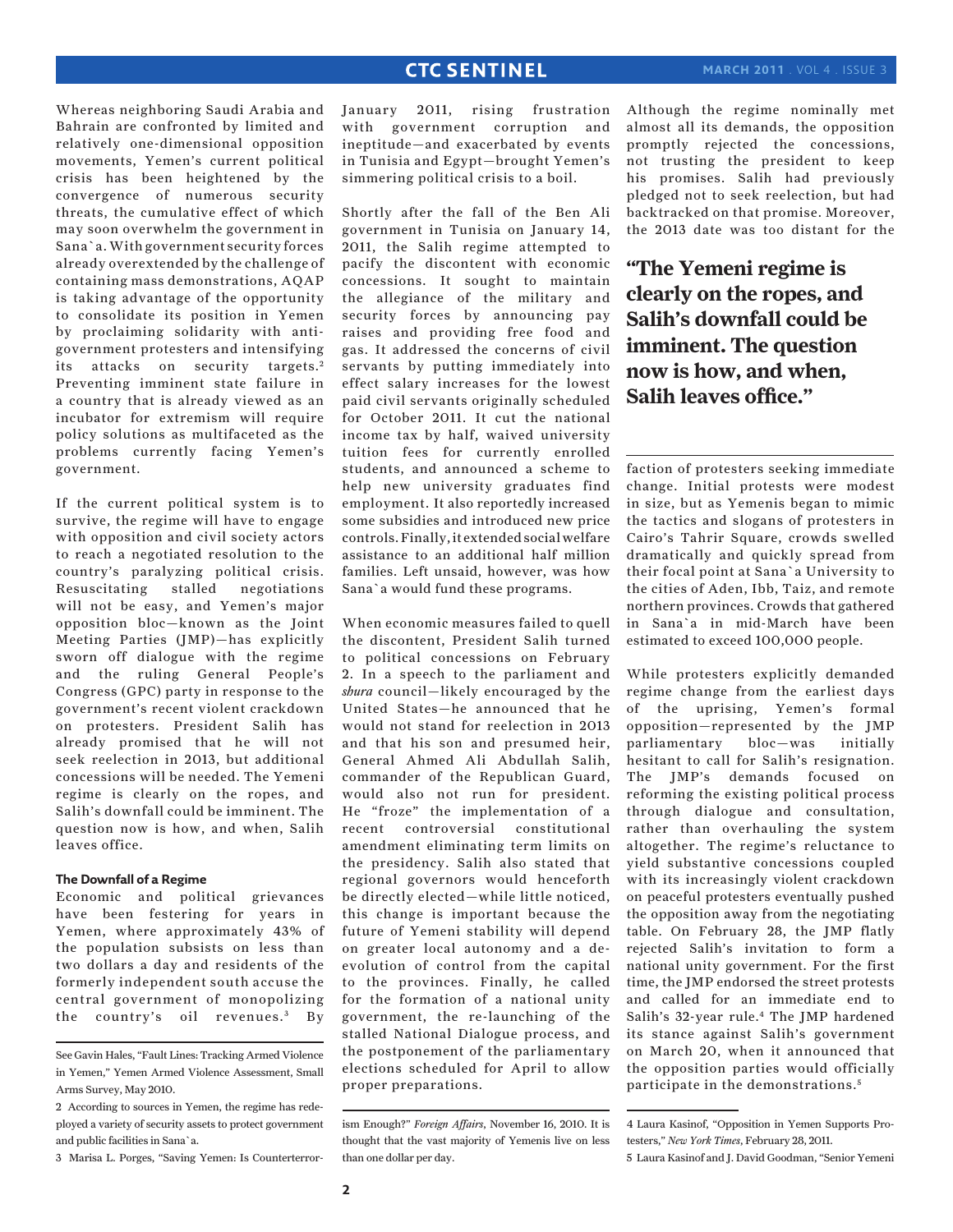Whereas neighboring Saudi Arabia and Bahrain are confronted by limited and relatively one-dimensional opposition movements, Yemen's current political crisis has been heightened by the convergence of numerous security threats, the cumulative effect of which may soon overwhelm the government in Sana`a. With government security forces already overextended by the challenge of containing mass demonstrations, AQAP is taking advantage of the opportunity to consolidate its position in Yemen by proclaiming solidarity with anti-government protesters and intensifying its attacks on security targets.[2] Preventing imminent state failure in a country that is already viewed as an incubator for extremism will require policy solutions as multifaceted as the problems currently facing Yemen's government.

If the current political system is to survive, the regime will have to engage with opposition and civil society actors to reach a negotiated resolution to the country's paralyzing political crisis. Resuscitating stalled negotiations will not be easy, and Yemen's major opposition bloc—known as the Joint Meeting Parties (JMP)—has explicitly sworn off dialogue with the regime and the ruling General People's Congress (GPC) party in response to the government's recent violent crackdown on protesters. President Salih has already promised that he will not seek reelection in 2013, but additional concessions will be needed. The Yemeni regime is clearly on the ropes, and Salih's downfall could be imminent. The question now is how, and when, Salih leaves office.

### The Downfall of a Regime

Economic and political grievances have been festering for years in Yemen, where approximately 43% of the population subsists on less than two dollars a day and residents of the formerly independent south accuse the central government of monopolizing the country's oil revenues.[3] By January 2011, rising frustration with government corruption and ineptitude—and exacerbated by events in Tunisia and Egypt—brought Yemen's simmering political crisis to a boil.

Shortly after the fall of the Ben Ali government in Tunisia on January 14, 2011, the Salih regime attempted to pacify the discontent with economic concessions. It sought to maintain the allegiance of the military and security forces by announcing pay raises and providing free food and gas. It addressed the concerns of civil servants by putting immediately into effect salary increases for the lowest paid civil servants originally scheduled for October 2011. It cut the national income tax by half, waived university tuition fees for currently enrolled students, and announced a scheme to help new university graduates find employment. It also reportedly increased some subsidies and introduced new price controls. Finally, it extended social welfare assistance to an additional half million families. Left unsaid, however, was how Sana`a would fund these programs.

When economic measures failed to quell the discontent, President Salih turned to political concessions on February 2. In a speech to the parliament and *shura* council—likely encouraged by the United States—he announced that he would not stand for reelection in 2013 and that his son and presumed heir, General Ahmed Ali Abdullah Salih, commander of the Republican Guard, would also not run for president. He "froze" the implementation of a recent controversial constitutional amendment eliminating term limits on the presidency. Salih also stated that regional governors would henceforth be directly elected—while little noticed, this change is important because the future of Yemeni stability will depend on greater local autonomy and a de-evolution of control from the capital to the provinces. Finally, he called for the formation of a national unity government, the re-launching of the stalled National Dialogue process, and the postponement of the parliamentary elections scheduled for April to allow proper preparations.

Although the regime nominally met almost all its demands, the opposition promptly rejected the concessions, not trusting the president to keep his promises. Salih had previously pledged not to seek reelection, but had backtracked on that promise. Moreover, the 2013 date was too distant for the faction of protesters seeking immediate change. Initial protests were modest in size, but as Yemenis began to mimic the tactics and slogans of protesters in Cairo's Tahrir Square, crowds swelled dramatically and quickly spread from their focal point at Sana`a University to the cities of Aden, Ibb, Taiz, and remote northern provinces. Crowds that gathered in Sana`a in mid-March have been estimated to exceed 100,000 people.

> **"The Yemeni regime is clearly on the ropes, and Salih's downfall could be imminent. The question now is how, and when, Salih leaves office."**

While protesters explicitly demanded regime change from the earliest days of the uprising, Yemen's formal opposition—represented by the JMP parliamentary bloc—was initially hesitant to call for Salih's resignation. The JMP's demands focused on reforming the existing political process through dialogue and consultation, rather than overhauling the system altogether. The regime's reluctance to yield substantive concessions coupled with its increasingly violent crackdown on peaceful protesters eventually pushed the opposition away from the negotiating table. On February 28, the JMP flatly rejected Salih's invitation to form a national unity government. For the first time, the JMP endorsed the street protests and called for an immediate end to Salih's 32-year rule.[4] The JMP hardened its stance against Salih's government on March 20, when it announced that the opposition parties would officially participate in the demonstrations.[5]

---

See Gavin Hales, "Fault Lines: Tracking Armed Violence in Yemen," Yemen Armed Violence Assessment, Small Arms Survey, May 2010.

2 According to sources in Yemen, the regime has redeployed a variety of security assets to protect government and public facilities in Sana`a.

3 Marisa L. Porges, "Saving Yemen: Is Counterterrorism Enough?" *Foreign Affairs*, November 16, 2010. It is thought that the vast majority of Yemenis live on less than one dollar per day.

4 Laura Kasinof, "Opposition in Yemen Supports Protesters," *New York Times*, February 28, 2011.

5 Laura Kasinof and J. David Goodman, "Senior Yemeni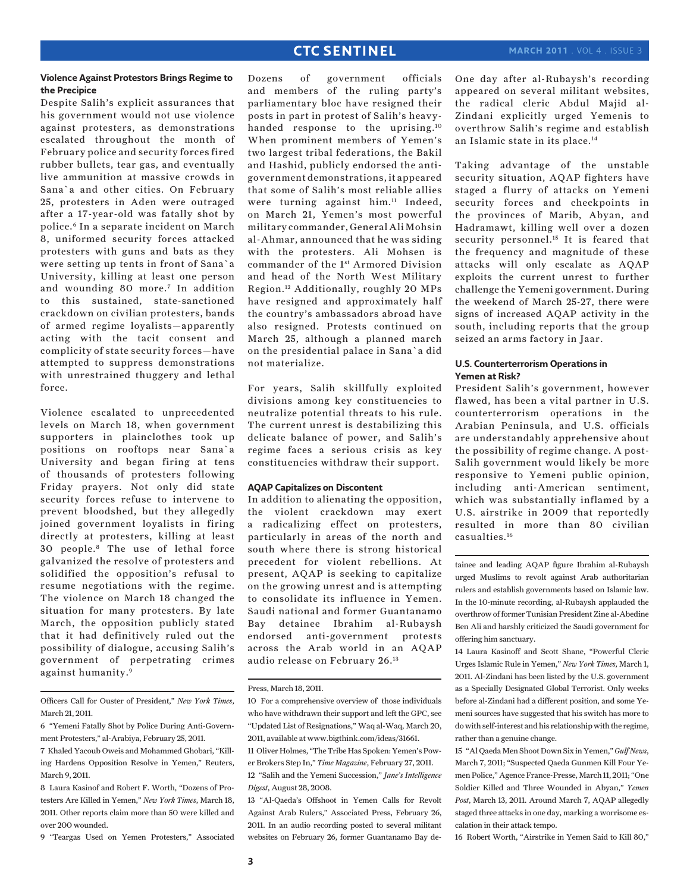### Violence Against Protestors Brings Regime to the Precipice

Despite Salih's explicit assurances that his government would not use violence against protesters, as demonstrations escalated throughout the month of February police and security forces fired rubber bullets, tear gas, and eventually live ammunition at massive crowds in Sana`a and other cities. On February 25, protesters in Aden were outraged after a 17-year-old was fatally shot by police.[6] In a separate incident on March 8, uniformed security forces attacked protesters with guns and bats as they were setting up tents in front of Sana`a University, killing at least one person and wounding 80 more.[7] In addition to this sustained, state-sanctioned crackdown on civilian protesters, bands of armed regime loyalists—apparently acting with the tacit consent and complicity of state security forces—have attempted to suppress demonstrations with unrestrained thuggery and lethal force.

Violence escalated to unprecedented levels on March 18, when government supporters in plainclothes took up positions on rooftops near Sana`a University and began firing at tens of thousands of protesters following Friday prayers. Not only did state security forces refuse to intervene to prevent bloodshed, but they allegedly joined government loyalists in firing directly at protesters, killing at least 30 people.[8] The use of lethal force galvanized the resolve of protesters and solidified the opposition's refusal to resume negotiations with the regime. The violence on March 18 changed the situation for many protesters. By late March, the opposition publicly stated that it had definitively ruled out the possibility of dialogue, accusing Salih's government of perpetrating crimes against humanity.[9]

Dozens of government officials and members of the ruling party's parliamentary bloc have resigned their posts in part in protest of Salih's heavy-handed response to the uprising.[10] When prominent members of Yemen's two largest tribal federations, the Bakil and Hashid, publicly endorsed the anti-government demonstrations, it appeared that some of Salih's most reliable allies were turning against him.[11] Indeed, on March 21, Yemen's most powerful military commander, General Ali Mohsin al-Ahmar, announced that he was siding with the protesters. Ali Mohsen is commander of the 1st Armored Division and head of the North West Military Region.[12] Additionally, roughly 20 MPs have resigned and approximately half the country's ambassadors abroad have also resigned. Protests continued on March 25, although a planned march on the presidential palace in Sana`a did not materialize.

For years, Salih skillfully exploited divisions among key constituencies to neutralize potential threats to his rule. The current unrest is destabilizing this delicate balance of power, and Salih's regime faces a serious crisis as key constituencies withdraw their support.

### AQAP Capitalizes on Discontent

In addition to alienating the opposition, the violent crackdown may exert a radicalizing effect on protesters, particularly in areas of the north and south where there is strong historical precedent for violent rebellions. At present, AQAP is seeking to capitalize on the growing unrest and is attempting to consolidate its influence in Yemen. Saudi national and former Guantanamo Bay detainee Ibrahim al-Rubaysh endorsed anti-government protests across the Arab world in an AQAP audio release on February 26.[13]

One day after al-Rubaysh's recording appeared on several militant websites, the radical cleric Abdul Majid al-Zindani explicitly urged Yemenis to overthrow Salih's regime and establish an Islamic state in its place.[14]

Taking advantage of the unstable security situation, AQAP fighters have staged a flurry of attacks on Yemeni security forces and checkpoints in the provinces of Marib, Abyan, and Hadramawt, killing well over a dozen security personnel.[15] It is feared that the frequency and magnitude of these attacks will only escalate as AQAP exploits the current unrest to further challenge the Yemeni government. During the weekend of March 25-27, there were signs of increased AQAP activity in the south, including reports that the group seized an arms factory in Jaar.

### U.S. Counterterrorism Operations in Yemen at Risk?

President Salih's government, however flawed, has been a vital partner in U.S. counterterrorism operations in the Arabian Peninsula, and U.S. officials are understandably apprehensive about the possibility of regime change. A post-Salih government would likely be more responsive to Yemeni public opinion, including anti-American sentiment, which was substantially inflamed by a U.S. airstrike in 2009 that reportedly resulted in more than 80 civilian casualties.[16]

---

Officers Call for Ouster of President," *New York Times*, March 21, 2011.

6 "Yemeni Fatally Shot by Police During Anti-Government Protesters," al-Arabiya, February 25, 2011.

7 Khaled Yacoub Oweis and Mohammed Ghobari, "Killing Hardens Opposition Resolve in Yemen," Reuters, March 9, 2011.

8 Laura Kasinof and Robert F. Worth, "Dozens of Protesters Are Killed in Yemen," *New York Times*, March 18, 2011. Other reports claim more than 50 were killed and over 200 wounded.

9 "Teargas Used on Yemen Protesters," Associated Press, March 18, 2011.

10 For a comprehensive overview of those individuals who have withdrawn their support and left the GPC, see "Updated List of Resignations," Waq al-Waq, March 20, 2011, available at www.bigthink.com/ideas/31661.

11 Oliver Holmes, "The Tribe Has Spoken: Yemen's Power Brokers Step In," *Time Magazine*, February 27, 2011.

12 "Salih and the Yemeni Succession," *Jane's Intelligence Digest*, August 28, 2008.

13 "Al-Qaeda's Offshoot in Yemen Calls for Revolt Against Arab Rulers," Associated Press, February 26, 2011. In an audio recording posted to several militant websites on February 26, former Guantanamo Bay detainee and leading AQAP figure Ibrahim al-Rubaysh urged Muslims to revolt against Arab authoritarian rulers and establish governments based on Islamic law. In the 10-minute recording, al-Rubaysh applauded the overthrow of former Tunisian President Zine al-Abedine Ben Ali and harshly criticized the Saudi government for offering him sanctuary.

14 Laura Kasinoff and Scott Shane, "Powerful Cleric Urges Islamic Rule in Yemen," *New York Times*, March 1, 2011. Al-Zindani has been listed by the U.S. government as a Specially Designated Global Terrorist. Only weeks before al-Zindani had a different position, and some Yemeni sources have suggested that his switch has more to do with self-interest and his relationship with the regime, rather than a genuine change.

15 "Al Qaeda Men Shoot Down Six in Yemen," *Gulf News*, March 7, 2011; "Suspected Qaeda Gunmen Kill Four Yemen Police," Agence France-Presse, March 11, 2011; "One Soldier Killed and Three Wounded in Abyan," *Yemen Post*, March 13, 2011. Around March 7, AQAP allegedly staged three attacks in one day, marking a worrisome escalation in their attack tempo.

16 Robert Worth, "Airstrike in Yemen Said to Kill 80,"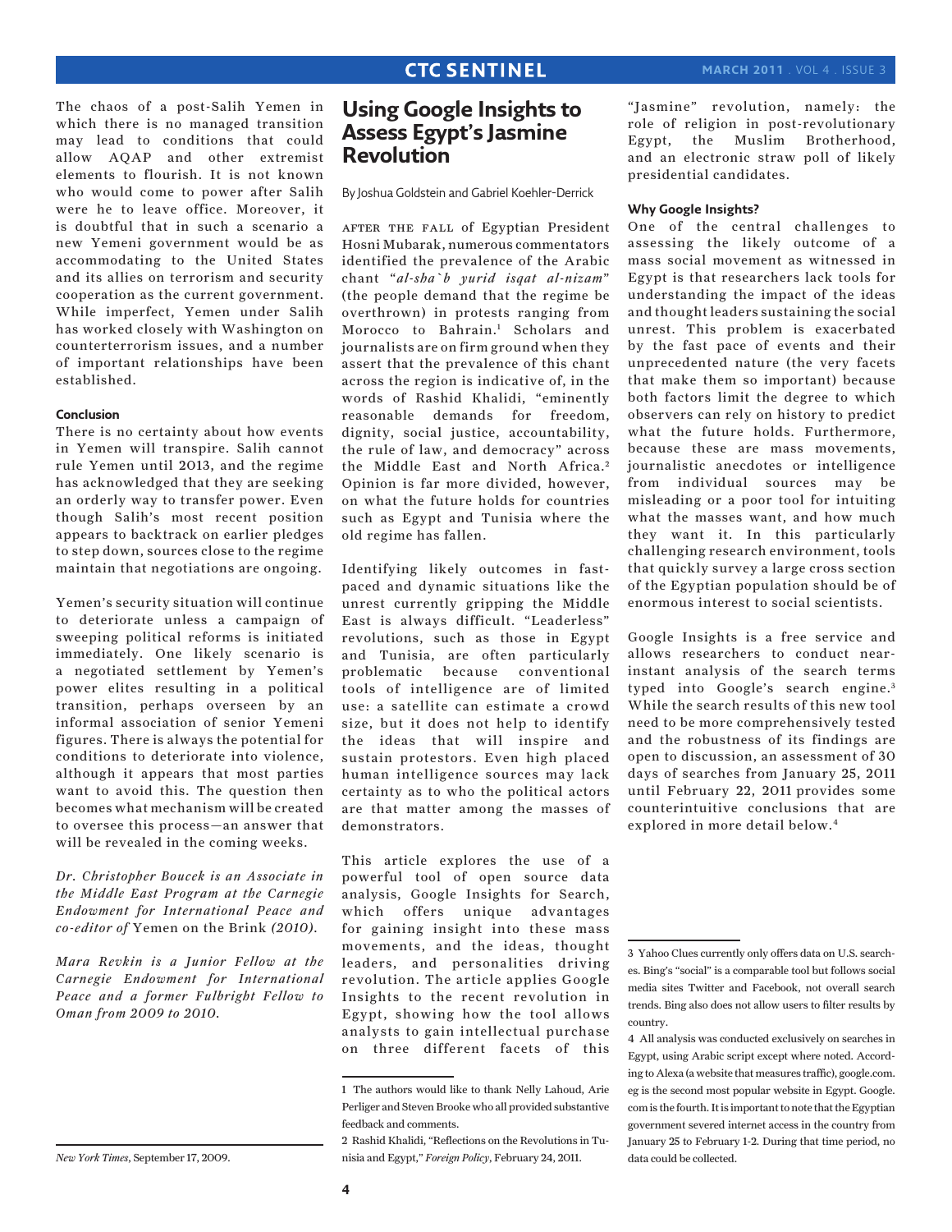The chaos of a post-Salih Yemen in which there is no managed transition may lead to conditions that could allow AQAP and other extremist elements to flourish. It is not known who would come to power after Salih were he to leave office. Moreover, it is doubtful that in such a scenario a new Yemeni government would be as accommodating to the United States and its allies on terrorism and security cooperation as the current government. While imperfect, Yemen under Salih has worked closely with Washington on counterterrorism issues, and a number of important relationships have been established.

#### Conclusion

There is no certainty about how events in Yemen will transpire. Salih cannot rule Yemen until 2013, and the regime has acknowledged that they are seeking an orderly way to transfer power. Even though Salih's most recent position appears to backtrack on earlier pledges to step down, sources close to the regime maintain that negotiations are ongoing.

Yemen's security situation will continue to deteriorate unless a campaign of sweeping political reforms is initiated immediately. One likely scenario is a negotiated settlement by Yemen's power elites resulting in a political transition, perhaps overseen by an informal association of senior Yemeni figures. There is always the potential for conditions to deteriorate into violence, although it appears that most parties want to avoid this. The question then becomes what mechanism will be created to oversee this process—an answer that will be revealed in the coming weeks.

*Dr. Christopher Boucek is an Associate in the Middle East Program at the Carnegie Endowment for International Peace and co-editor of* Yemen on the Brink *(2010).*

*Mara Revkin is a Junior Fellow at the Carnegie Endowment for International Peace and a former Fulbright Fellow to Oman from 2009 to 2010.*

*New York Times*, September 17, 2009.

# Using Google Insights to Assess Egypt's Jasmine Revolution

By Joshua Goldstein and Gabriel Koehler-Derrick

After the fall of Egyptian President Hosni Mubarak, numerous commentators identified the prevalence of the Arabic chant "*al-sha`b yurid isqat al-nizam*" (the people demand that the regime be overthrown) in protests ranging from Morocco to Bahrain.[1] Scholars and journalists are on firm ground when they assert that the prevalence of this chant across the region is indicative of, in the words of Rashid Khalidi, "eminently reasonable demands for freedom, dignity, social justice, accountability, the rule of law, and democracy" across the Middle East and North Africa.[2] Opinion is far more divided, however, on what the future holds for countries such as Egypt and Tunisia where the old regime has fallen.

Identifying likely outcomes in fast-paced and dynamic situations like the unrest currently gripping the Middle East is always difficult. "Leaderless" revolutions, such as those in Egypt and Tunisia, are often particularly problematic because conventional tools of intelligence are of limited use: a satellite can estimate a crowd size, but it does not help to identify the ideas that will inspire and sustain protestors. Even high placed human intelligence sources may lack certainty as to who the political actors are that matter among the masses of demonstrators.

This article explores the use of a powerful tool of open source data analysis, Google Insights for Search, which offers unique advantages for gaining insight into these mass movements, and the ideas, thought leaders, and personalities driving revolution. The article applies Google Insights to the recent revolution in Egypt, showing how the tool allows analysts to gain intellectual purchase on three different facets of this "Jasmine" revolution, namely: the role of religion in post-revolutionary Egypt, the Muslim Brotherhood, and an electronic straw poll of likely presidential candidates.

#### Why Google Insights?

One of the central challenges to assessing the likely outcome of a mass social movement as witnessed in Egypt is that researchers lack tools for understanding the impact of the ideas and thought leaders sustaining the social unrest. This problem is exacerbated by the fast pace of events and their unprecedented nature (the very facets that make them so important) because both factors limit the degree to which observers can rely on history to predict what the future holds. Furthermore, because these are mass movements, journalistic anecdotes or intelligence from individual sources may be misleading or a poor tool for intuiting what the masses want, and how much they want it. In this particularly challenging research environment, tools that quickly survey a large cross section of the Egyptian population should be of enormous interest to social scientists.

Google Insights is a free service and allows researchers to conduct near-instant analysis of the search terms typed into Google's search engine.[3] While the search results of this new tool need to be more comprehensively tested and the robustness of its findings are open to discussion, an assessment of 30 days of searches from January 25, 2011 until February 22, 2011 provides some counterintuitive conclusions that are explored in more detail below.[4]

---

1 The authors would like to thank Nelly Lahoud, Arie Perliger and Steven Brooke who all provided substantive feedback and comments.

2 Rashid Khalidi, "Reflections on the Revolutions in Tunisia and Egypt," *Foreign Policy*, February 24, 2011.

3 Yahoo Clues currently only offers data on U.S. searches. Bing's "social" is a comparable tool but follows social media sites Twitter and Facebook, not overall search trends. Bing also does not allow users to filter results by country.

4 All analysis was conducted exclusively on searches in Egypt, using Arabic script except where noted. According to Alexa (a website that measures traffic), google.com.eg is the second most popular website in Egypt. Google.com is the fourth. It is important to note that the Egyptian government severed internet access in the country from January 25 to February 1-2. During that time period, no data could be collected.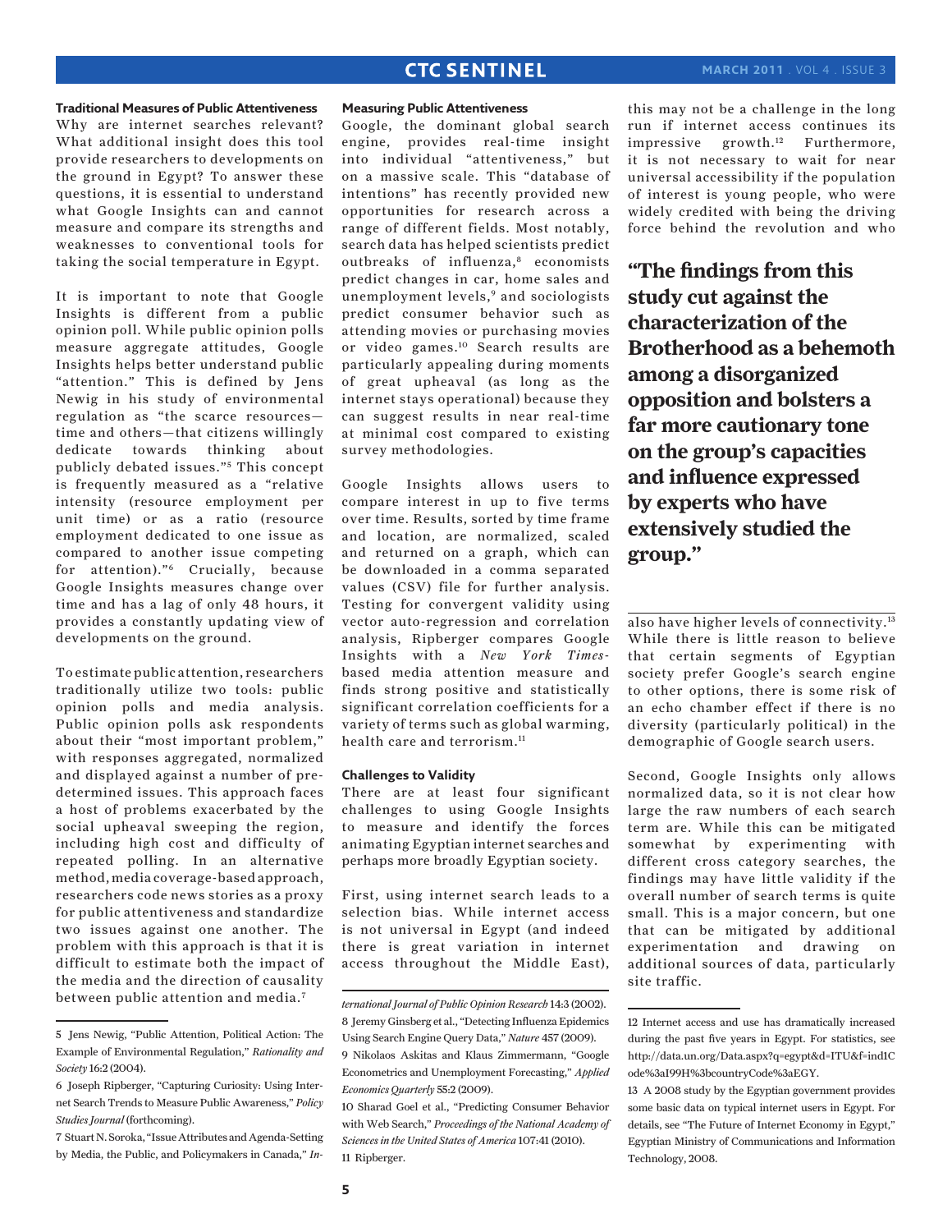### Traditional Measures of Public Attentiveness

Why are internet searches relevant? What additional insight does this tool provide researchers to developments on the ground in Egypt? To answer these questions, it is essential to understand what Google Insights can and cannot measure and compare its strengths and weaknesses to conventional tools for taking the social temperature in Egypt.

It is important to note that Google Insights is different from a public opinion poll. While public opinion polls measure aggregate attitudes, Google Insights helps better understand public "attention." This is defined by Jens Newig in his study of environmental regulation as "the scarce resources—time and others—that citizens willingly dedicate towards thinking about publicly debated issues."[5] This concept is frequently measured as a "relative intensity (resource employment per unit time) or as a ratio (resource employment dedicated to one issue as compared to another issue competing for attention)."[6] Crucially, because Google Insights measures change over time and has a lag of only 48 hours, it provides a constantly updating view of developments on the ground.

To estimate public attention, researchers traditionally utilize two tools: public opinion polls and media analysis. Public opinion polls ask respondents about their "most important problem," with responses aggregated, normalized and displayed against a number of predetermined issues. This approach faces a host of problems exacerbated by the social upheaval sweeping the region, including high cost and difficulty of repeated polling. In an alternative method, media coverage-based approach, researchers code news stories as a proxy for public attentiveness and standardize two issues against one another. The problem with this approach is that it is difficult to estimate both the impact of the media and the direction of causality between public attention and media.[7]

### Measuring Public Attentiveness

Google, the dominant global search engine, provides real-time insight into individual "attentiveness," but on a massive scale. This "database of intentions" has recently provided new opportunities for research across a range of different fields. Most notably, search data has helped scientists predict outbreaks of influenza,[8] economists predict changes in car, home sales and unemployment levels,[9] and sociologists predict consumer behavior such as attending movies or purchasing movies or video games.[10] Search results are particularly appealing during moments of great upheaval (as long as the internet stays operational) because they can suggest results in near real-time at minimal cost compared to existing survey methodologies.

Google Insights allows users to compare interest in up to five terms over time. Results, sorted by time frame and location, are normalized, scaled and returned on a graph, which can be downloaded in a comma separated values (CSV) file for further analysis. Testing for convergent validity using vector auto-regression and correlation analysis, Ripberger compares Google Insights with a *New York Times*-based media attention measure and finds strong positive and statistically significant correlation coefficients for a variety of terms such as global warming, health care and terrorism.[11]

### Challenges to Validity

There are at least four significant challenges to using Google Insights to measure and identify the forces animating Egyptian internet searches and perhaps more broadly Egyptian society.

First, using internet search leads to a selection bias. While internet access is not universal in Egypt (and indeed there is great variation in internet access throughout the Middle East), this may not be a challenge in the long run if internet access continues its impressive growth.[12] Furthermore, it is not necessary to wait for near universal accessibility if the population of interest is young people, who were widely credited with being the driving force behind the revolution and who also have higher levels of connectivity.[13] While there is little reason to believe that certain segments of Egyptian society prefer Google's search engine to other options, there is some risk of an echo chamber effect if there is no diversity (particularly political) in the demographic of Google search users.

**"The findings from this study cut against the characterization of the Brotherhood as a behemoth among a disorganized opposition and bolsters a far more cautionary tone on the group's capacities and influence expressed by experts who have extensively studied the group."**

Second, Google Insights only allows normalized data, so it is not clear how large the raw numbers of each search term are. While this can be mitigated somewhat by experimenting with different cross category searches, the findings may have little validity if the overall number of search terms is quite small. This is a major concern, but one that can be mitigated by additional experimentation and drawing on additional sources of data, particularly site traffic.

---

5 Jens Newig, "Public Attention, Political Action: The Example of Environmental Regulation," *Rationality and Society* 16:2 (2004).

6 Joseph Ripberger, "Capturing Curiosity: Using Internet Search Trends to Measure Public Awareness," *Policy Studies Journal* (forthcoming).

7 Stuart N. Soroka, "Issue Attributes and Agenda-Setting by Media, the Public, and Policymakers in Canada," *International Journal of Public Opinion Research* 14:3 (2002).

8 Jeremy Ginsberg et al., "Detecting Influenza Epidemics Using Search Engine Query Data," *Nature* 457 (2009).

9 Nikolaos Askitas and Klaus Zimmermann, "Google Econometrics and Unemployment Forecasting," *Applied Economics Quarterly* 55:2 (2009).

10 Sharad Goel et al., "Predicting Consumer Behavior with Web Search," *Proceedings of the National Academy of Sciences in the United States of America* 107:41 (2010).

11 Ripberger.

12 Internet access and use has dramatically increased during the past five years in Egypt. For statistics, see http://data.un.org/Data.aspx?q=egypt&d=ITU&f=indICode%3aI99H%3bcountryCode%3aEGY.

13 A 2008 study by the Egyptian government provides some basic data on typical internet users in Egypt. For details, see "The Future of Internet Economy in Egypt," Egyptian Ministry of Communications and Information Technology, 2008.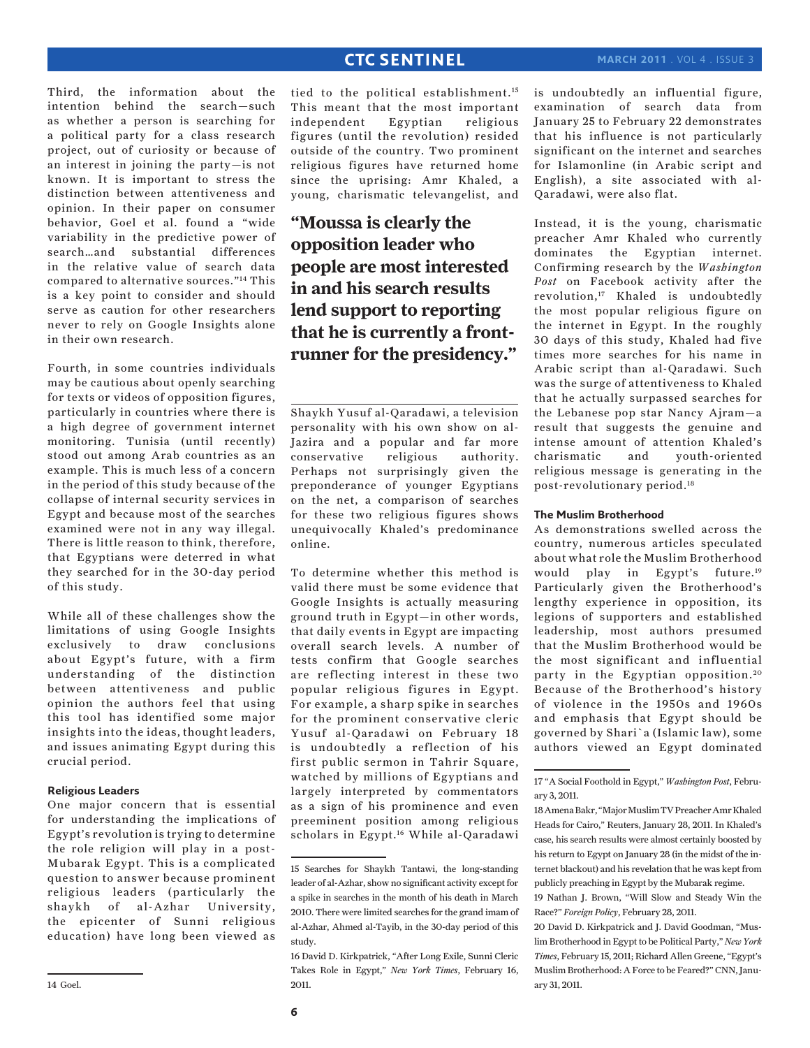Third, the information about the intention behind the search—such as whether a person is searching for a political party for a class research project, out of curiosity or because of an interest in joining the party—is not known. It is important to stress the distinction between attentiveness and opinion. In their paper on consumer behavior, Goel et al. found a "wide variability in the predictive power of search…and substantial differences in the relative value of search data compared to alternative sources."[14] This is a key point to consider and should serve as caution for other researchers never to rely on Google Insights alone in their own research.

Fourth, in some countries individuals may be cautious about openly searching for texts or videos of opposition figures, particularly in countries where there is a high degree of government internet monitoring. Tunisia (until recently) stood out among Arab countries as an example. This is much less of a concern in the period of this study because of the collapse of internal security services in Egypt and because most of the searches examined were not in any way illegal. There is little reason to think, therefore, that Egyptians were deterred in what they searched for in the 30-day period of this study.

While all of these challenges show the limitations of using Google Insights exclusively to draw conclusions about Egypt's future, with a firm understanding of the distinction between attentiveness and public opinion the authors feel that using this tool has identified some major insights into the ideas, thought leaders, and issues animating Egypt during this crucial period.

#### Religious Leaders

One major concern that is essential for understanding the implications of Egypt's revolution is trying to determine the role religion will play in a post-Mubarak Egypt. This is a complicated question to answer because prominent religious leaders (particularly the shaykh of al-Azhar University, the epicenter of Sunni religious education) have long been viewed as tied to the political establishment.[15] This meant that the most important independent Egyptian religious figures (until the revolution) resided outside of the country. Two prominent religious figures have returned home since the uprising: Amr Khaled, a young, charismatic televangelist, and Shaykh Yusuf al-Qaradawi, a television personality with his own show on al-Jazira and a popular and far more conservative religious authority. Perhaps not surprisingly given the preponderance of younger Egyptians on the net, a comparison of searches for these two religious figures shows unequivocally Khaled's predominance online.

> **"Moussa is clearly the opposition leader who people are most interested in and his search results lend support to reporting that he is currently a front-runner for the presidency."**

To determine whether this method is valid there must be some evidence that Google Insights is actually measuring ground truth in Egypt—in other words, that daily events in Egypt are impacting overall search levels. A number of tests confirm that Google searches are reflecting interest in these two popular religious figures in Egypt. For example, a sharp spike in searches for the prominent conservative cleric Yusuf al-Qaradawi on February 18 is undoubtedly a reflection of his first public sermon in Tahrir Square, watched by millions of Egyptians and largely interpreted by commentators as a sign of his prominence and even preeminent position among religious scholars in Egypt.[16] While al-Qaradawi is undoubtedly an influential figure, examination of search data from January 25 to February 22 demonstrates that his influence is not particularly significant on the internet and searches for Islamonline (in Arabic script and English), a site associated with al-Qaradawi, were also flat.

Instead, it is the young, charismatic preacher Amr Khaled who currently dominates the Egyptian internet. Confirming research by the *Washington Post* on Facebook activity after the revolution,[17] Khaled is undoubtedly the most popular religious figure on the internet in Egypt. In the roughly 30 days of this study, Khaled had five times more searches for his name in Arabic script than al-Qaradawi. Such was the surge of attentiveness to Khaled that he actually surpassed searches for the Lebanese pop star Nancy Ajram—a result that suggests the genuine and intense amount of attention Khaled's charismatic and youth-oriented religious message is generating in the post-revolutionary period.[18]

#### The Muslim Brotherhood

As demonstrations swelled across the country, numerous articles speculated about what role the Muslim Brotherhood would play in Egypt's future.[19] Particularly given the Brotherhood's lengthy experience in opposition, its legions of supporters and established leadership, most authors presumed that the Muslim Brotherhood would be the most significant and influential party in the Egyptian opposition.[20] Because of the Brotherhood's history of violence in the 1950s and 1960s and emphasis that Egypt should be governed by Shari`a (Islamic law), some authors viewed an Egypt dominated

---

14 Goel.

15 Searches for Shaykh Tantawi, the long-standing leader of al-Azhar, show no significant activity except for a spike in searches in the month of his death in March 2010. There were limited searches for the grand imam of al-Azhar, Ahmed al-Tayib, in the 30-day period of this study.

16 David D. Kirkpatrick, "After Long Exile, Sunni Cleric Takes Role in Egypt," *New York Times*, February 16, 2011.

17 "A Social Foothold in Egypt," *Washington Post*, February 3, 2011.

18 Amena Bakr, "Major Muslim TV Preacher Amr Khaled Heads for Cairo," Reuters, January 28, 2011. In Khaled's case, his search results were almost certainly boosted by his return to Egypt on January 28 (in the midst of the internet blackout) and his revelation that he was kept from publicly preaching in Egypt by the Mubarak regime.

19 Nathan J. Brown, "Will Slow and Steady Win the Race?" *Foreign Policy*, February 28, 2011.

20 David D. Kirkpatrick and J. David Goodman, "Muslim Brotherhood in Egypt to be Political Party," *New York Times*, February 15, 2011; Richard Allen Greene, "Egypt's Muslim Brotherhood: A Force to be Feared?" CNN, January 31, 2011.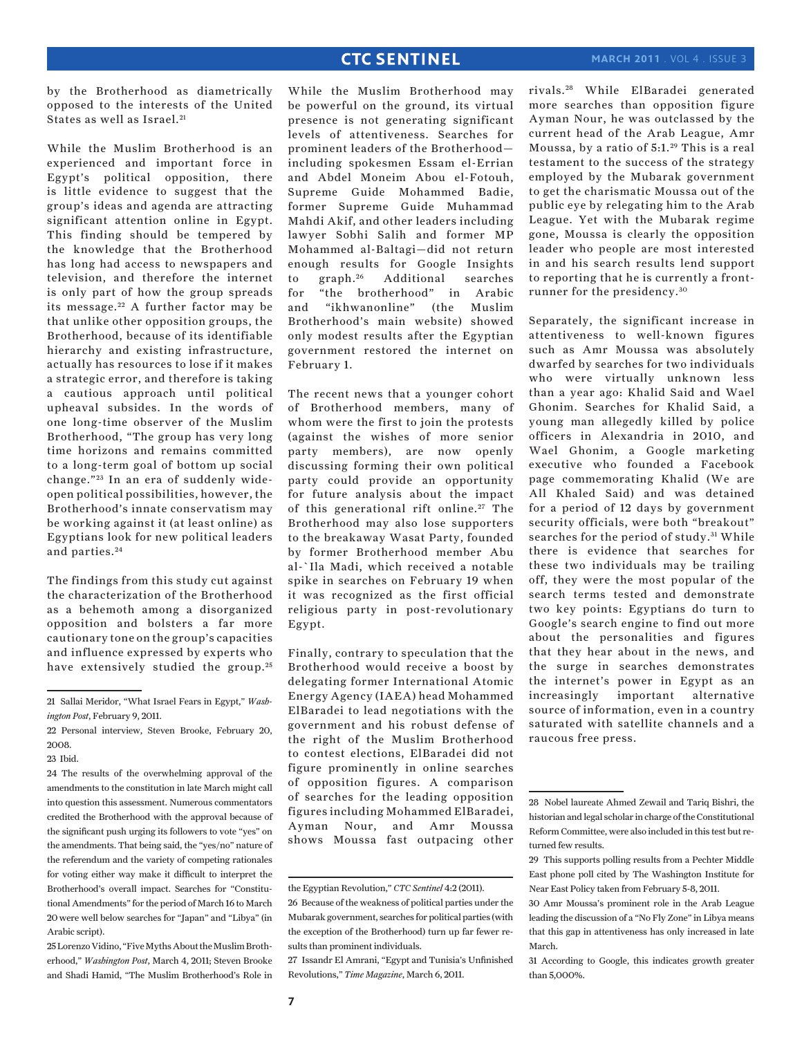by the Brotherhood as diametrically opposed to the interests of the United States as well as Israel.[21]

While the Muslim Brotherhood is an experienced and important force in Egypt's political opposition, there is little evidence to suggest that the group's ideas and agenda are attracting significant attention online in Egypt. This finding should be tempered by the knowledge that the Brotherhood has long had access to newspapers and television, and therefore the internet is only part of how the group spreads its message.[22] A further factor may be that unlike other opposition groups, the Brotherhood, because of its identifiable hierarchy and existing infrastructure, actually has resources to lose if it makes a strategic error, and therefore is taking a cautious approach until political upheaval subsides. In the words of one long-time observer of the Muslim Brotherhood, "The group has very long time horizons and remains committed to a long-term goal of bottom up social change."[23] In an era of suddenly wide-open political possibilities, however, the Brotherhood's innate conservatism may be working against it (at least online) as Egyptians look for new political leaders and parties.[24]

The findings from this study cut against the characterization of the Brotherhood as a behemoth among a disorganized opposition and bolsters a far more cautionary tone on the group's capacities and influence expressed by experts who have extensively studied the group.[25]

While the Muslim Brotherhood may be powerful on the ground, its virtual presence is not generating significant levels of attentiveness. Searches for prominent leaders of the Brotherhood—including spokesmen Essam el-Errian and Abdel Moneim Abou el-Fotouh, Supreme Guide Mohammed Badie, former Supreme Guide Muhammad Mahdi Akif, and other leaders including lawyer Sobhi Salih and former MP Mohammed al-Baltagi—did not return enough results for Google Insights to graph.[26] Additional searches for "the brotherhood" in Arabic and "ikhwanonline" (the Muslim Brotherhood's main website) showed only modest results after the Egyptian government restored the internet on February 1.

The recent news that a younger cohort of Brotherhood members, many of whom were the first to join the protests (against the wishes of more senior party members), are now openly discussing forming their own political party could provide an opportunity for future analysis about the impact of this generational rift online.[27] The Brotherhood may also lose supporters to the breakaway Wasat Party, founded by former Brotherhood member Abu al-`Ila Madi, which received a notable spike in searches on February 19 when it was recognized as the first official religious party in post-revolutionary Egypt.

Finally, contrary to speculation that the Brotherhood would receive a boost by delegating former International Atomic Energy Agency (IAEA) head Mohammed ElBaradei to lead negotiations with the government and his robust defense of the right of the Muslim Brotherhood to contest elections, ElBaradei did not figure prominently in online searches of opposition figures. A comparison of searches for the leading opposition figures including Mohammed ElBaradei, Ayman Nour, and Amr Moussa shows Moussa fast outpacing other rivals.[28] While ElBaradei generated more searches than opposition figure Ayman Nour, he was outclassed by the current head of the Arab League, Amr Moussa, by a ratio of 5:1.[29] This is a real testament to the success of the strategy employed by the Mubarak government to get the charismatic Moussa out of the public eye by relegating him to the Arab League. Yet with the Mubarak regime gone, Moussa is clearly the opposition leader who people are most interested in and his search results lend support to reporting that he is currently a front-runner for the presidency.[30]

Separately, the significant increase in attentiveness to well-known figures such as Amr Moussa was absolutely dwarfed by searches for two individuals who were virtually unknown less than a year ago: Khalid Said and Wael Ghonim. Searches for Khalid Said, a young man allegedly killed by police officers in Alexandria in 2010, and Wael Ghonim, a Google marketing executive who founded a Facebook page commemorating Khalid (We are All Khaled Said) and was detained for a period of 12 days by government security officials, were both "breakout" searches for the period of study.[31] While there is evidence that searches for these two individuals may be trailing off, they were the most popular of the search terms tested and demonstrate two key points: Egyptians do turn to Google's search engine to find out more about the personalities and figures that they hear about in the news, and the surge in searches demonstrates the internet's power in Egypt as an increasingly important alternative source of information, even in a country saturated with satellite channels and a raucous free press.

---

21 Sallai Meridor, "What Israel Fears in Egypt," *Washington Post*, February 9, 2011.

22 Personal interview, Steven Brooke, February 20, 2008.

23 Ibid.

24 The results of the overwhelming approval of the amendments to the constitution in late March might call into question this assessment. Numerous commentators credited the Brotherhood with the approval because of the significant push urging its followers to vote "yes" on the amendments. That being said, the "yes/no" nature of the referendum and the variety of competing rationales for voting either way make it difficult to interpret the Brotherhood's overall impact. Searches for "Constitutional Amendments" for the period of March 16 to March 20 were well below searches for "Japan" and "Libya" (in Arabic script).

25 Lorenzo Vidino, "Five Myths About the Muslim Brotherhood," *Washington Post*, March 4, 2011; Steven Brooke and Shadi Hamid, "The Muslim Brotherhood's Role in the Egyptian Revolution," *CTC Sentinel* 4:2 (2011).

26 Because of the weakness of political parties under the Mubarak government, searches for political parties (with the exception of the Brotherhood) turn up far fewer results than prominent individuals.

27 Issandr El Amrani, "Egypt and Tunisia's Unfinished Revolutions," *Time Magazine*, March 6, 2011.

28 Nobel laureate Ahmed Zewail and Tariq Bishri, the historian and legal scholar in charge of the Constitutional Reform Committee, were also included in this test but returned few results.

29 This supports polling results from a Pechter Middle East phone poll cited by The Washington Institute for Near East Policy taken from February 5-8, 2011.

30 Amr Moussa's prominent role in the Arab League leading the discussion of a "No Fly Zone" in Libya means that this gap in attentiveness has only increased in late March.

31 According to Google, this indicates growth greater than 5,000%.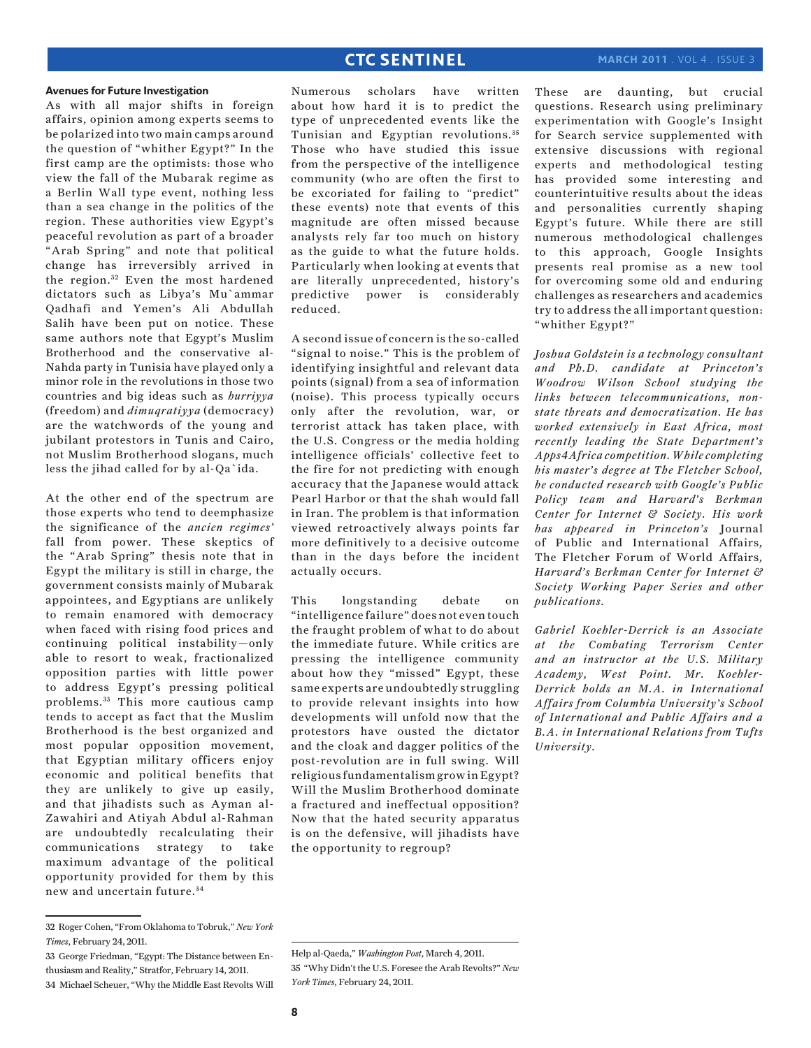### Avenues for Future Investigation

As with all major shifts in foreign affairs, opinion among experts seems to be polarized into two main camps around the question of "whither Egypt?" In the first camp are the optimists: those who view the fall of the Mubarak regime as a Berlin Wall type event, nothing less than a sea change in the politics of the region. These authorities view Egypt's peaceful revolution as part of a broader "Arab Spring" and note that political change has irreversibly arrived in the region.[32] Even the most hardened dictators such as Libya's Mu`ammar Qadhafi and Yemen's Ali Abdullah Salih have been put on notice. These same authors note that Egypt's Muslim Brotherhood and the conservative al-Nahda party in Tunisia have played only a minor role in the revolutions in those two countries and big ideas such as *hurriyya* (freedom) and *dimuqratiyya* (democracy) are the watchwords of the young and jubilant protestors in Tunis and Cairo, not Muslim Brotherhood slogans, much less the jihad called for by al-Qa`ida.

At the other end of the spectrum are those experts who tend to deemphasize the significance of the *ancien regimes'* fall from power. These skeptics of the "Arab Spring" thesis note that in Egypt the military is still in charge, the government consists mainly of Mubarak appointees, and Egyptians are unlikely to remain enamored with democracy when faced with rising food prices and continuing political instability—only able to resort to weak, fractionalized opposition parties with little power to address Egypt's pressing political problems.[33] This more cautious camp tends to accept as fact that the Muslim Brotherhood is the best organized and most popular opposition movement, that Egyptian military officers enjoy economic and political benefits that they are unlikely to give up easily, and that jihadists such as Ayman al-Zawahiri and Atiyah Abdul al-Rahman are undoubtedly recalculating their communications strategy to take maximum advantage of the political opportunity provided for them by this new and uncertain future.[34]

Numerous scholars have written about how hard it is to predict the type of unprecedented events like the Tunisian and Egyptian revolutions.[35] Those who have studied this issue from the perspective of the intelligence community (who are often the first to be excoriated for failing to "predict" these events) note that events of this magnitude are often missed because analysts rely far too much on history as the guide to what the future holds. Particularly when looking at events that are literally unprecedented, history's predictive power is considerably reduced.

A second issue of concern is the so-called "signal to noise." This is the problem of identifying insightful and relevant data points (signal) from a sea of information (noise). This process typically occurs only after the revolution, war, or terrorist attack has taken place, with the U.S. Congress or the media holding intelligence officials' collective feet to the fire for not predicting with enough accuracy that the Japanese would attack Pearl Harbor or that the shah would fall in Iran. The problem is that information viewed retroactively always points far more definitively to a decisive outcome than in the days before the incident actually occurs.

This longstanding debate on "intelligence failure" does not even touch the fraught problem of what to do about the immediate future. While critics are pressing the intelligence community about how they "missed" Egypt, these same experts are undoubtedly struggling to provide relevant insights into how developments will unfold now that the protestors have ousted the dictator and the cloak and dagger politics of the post-revolution are in full swing. Will religious fundamentalism grow in Egypt? Will the Muslim Brotherhood dominate a fractured and ineffectual opposition? Now that the hated security apparatus is on the defensive, will jihadists have the opportunity to regroup?

These are daunting, but crucial questions. Research using preliminary experimentation with Google's Insight for Search service supplemented with extensive discussions with regional experts and methodological testing has provided some interesting and counterintuitive results about the ideas and personalities currently shaping Egypt's future. While there are still numerous methodological challenges to this approach, Google Insights presents real promise as a new tool for overcoming some old and enduring challenges as researchers and academics try to address the all important question: "whither Egypt?"

*Joshua Goldstein is a technology consultant and Ph.D. candidate at Princeton's Woodrow Wilson School studying the links between telecommunications, non-state threats and democratization. He has worked extensively in East Africa, most recently leading the State Department's Apps4Africa competition. While completing his master's degree at The Fletcher School, he conducted research with Google's Public Policy team and Harvard's Berkman Center for Internet & Society. His work has appeared in Princeton's* Journal of Public and International Affairs, The Fletcher Forum of World Affairs, *Harvard's Berkman Center for Internet & Society Working Paper Series and other publications.*

*Gabriel Koehler-Derrick is an Associate at the Combating Terrorism Center and an instructor at the U.S. Military Academy, West Point. Mr. Koehler-Derrick holds an M.A. in International Affairs from Columbia University's School of International and Public Affairs and a B.A. in International Relations from Tufts University.*

---

32 Roger Cohen, "From Oklahoma to Tobruk," *New York Times*, February 24, 2011.

33 George Friedman, "Egypt: The Distance between Enthusiasm and Reality," Stratfor, February 14, 2011.

34 Michael Scheuer, "Why the Middle East Revolts Will Help al-Qaeda," *Washington Post*, March 4, 2011.

35 "Why Didn't the U.S. Foresee the Arab Revolts?" *New York Times*, February 24, 2011.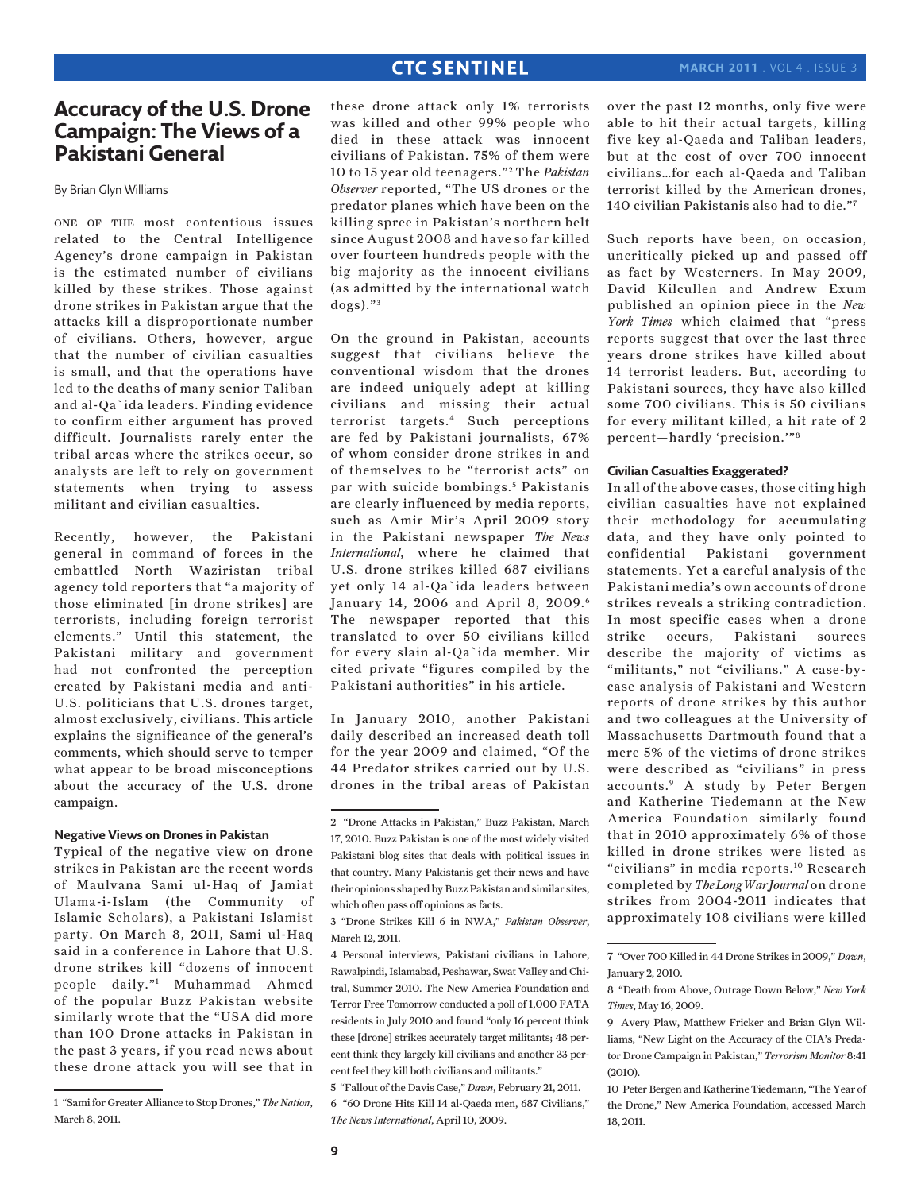# Accuracy of the U.S. Drone Campaign: The Views of a Pakistani General

By Brian Glyn Williams

One of the most contentious issues related to the Central Intelligence Agency's drone campaign in Pakistan is the estimated number of civilians killed by these strikes. Those against drone strikes in Pakistan argue that the attacks kill a disproportionate number of civilians. Others, however, argue that the number of civilian casualties is small, and that the operations have led to the deaths of many senior Taliban and al-Qa`ida leaders. Finding evidence to confirm either argument has proved difficult. Journalists rarely enter the tribal areas where the strikes occur, so analysts are left to rely on government statements when trying to assess militant and civilian casualties.

Recently, however, the Pakistani general in command of forces in the embattled North Waziristan tribal agency told reporters that "a majority of those eliminated [in drone strikes] are terrorists, including foreign terrorist elements." Until this statement, the Pakistani military and government had not confronted the perception created by Pakistani media and anti-U.S. politicians that U.S. drones target, almost exclusively, civilians. This article explains the significance of the general's comments, which should serve to temper what appear to be broad misconceptions about the accuracy of the U.S. drone campaign.

### Negative Views on Drones in Pakistan

Typical of the negative view on drone strikes in Pakistan are the recent words of Maulvana Sami ul-Haq of Jamiat Ulama-i-Islam (the Community of Islamic Scholars), a Pakistani Islamist party. On March 8, 2011, Sami ul-Haq said in a conference in Lahore that U.S. drone strikes kill "dozens of innocent people daily."[1] Muhammad Ahmed of the popular Buzz Pakistan website similarly wrote that the "USA did more than 100 Drone attacks in Pakistan in the past 3 years, if you read news about these drone attack you will see that in these drone attack only 1% terrorists was killed and other 99% people who died in these attack was innocent civilians of Pakistan. 75% of them were 10 to 15 year old teenagers."[2] The *Pakistan Observer* reported, "The US drones or the predator planes which have been on the killing spree in Pakistan's northern belt since August 2008 and have so far killed over fourteen hundreds people with the big majority as the innocent civilians (as admitted by the international watch dogs)."[3]

On the ground in Pakistan, accounts suggest that civilians believe the conventional wisdom that the drones are indeed uniquely adept at killing civilians and missing their actual terrorist targets.[4] Such perceptions are fed by Pakistani journalists, 67% of whom consider drone strikes in and of themselves to be "terrorist acts" on par with suicide bombings.[5] Pakistanis are clearly influenced by media reports, such as Amir Mir's April 2009 story in the Pakistani newspaper *The News International*, where he claimed that U.S. drone strikes killed 687 civilians yet only 14 al-Qa`ida leaders between January 14, 2006 and April 8, 2009.[6] The newspaper reported that this translated to over 50 civilians killed for every slain al-Qa`ida member. Mir cited private "figures compiled by the Pakistani authorities" in his article.

In January 2010, another Pakistani daily described an increased death toll for the year 2009 and claimed, "Of the 44 Predator strikes carried out by U.S. drones in the tribal areas of Pakistan over the past 12 months, only five were able to hit their actual targets, killing five key al-Qaeda and Taliban leaders, but at the cost of over 700 innocent civilians...for each al-Qaeda and Taliban terrorist killed by the American drones, 140 civilian Pakistanis also had to die."[7]

Such reports have been, on occasion, uncritically picked up and passed off as fact by Westerners. In May 2009, David Kilcullen and Andrew Exum published an opinion piece in the *New York Times* which claimed that "press reports suggest that over the last three years drone strikes have killed about 14 terrorist leaders. But, according to Pakistani sources, they have also killed some 700 civilians. This is 50 civilians for every militant killed, a hit rate of 2 percent—hardly 'precision.'"[8]

### Civilian Casualties Exaggerated?

In all of the above cases, those citing high civilian casualties have not explained their methodology for accumulating data, and they have only pointed to confidential Pakistani government statements. Yet a careful analysis of the Pakistani media's own accounts of drone strikes reveals a striking contradiction. In most specific cases when a drone strike occurs, Pakistani sources describe the majority of victims as "militants," not "civilians." A case-by-case analysis of Pakistani and Western reports of drone strikes by this author and two colleagues at the University of Massachusetts Dartmouth found that a mere 5% of the victims of drone strikes were described as "civilians" in press accounts.[9] A study by Peter Bergen and Katherine Tiedemann at the New America Foundation similarly found that in 2010 approximately 6% of those killed in drone strikes were listed as "civilians" in media reports.[10] Research completed by *The Long War Journal* on drone strikes from 2004-2011 indicates that approximately 108 civilians were killed

---

1 "Sami for Greater Alliance to Stop Drones," *The Nation*, March 8, 2011.

2 "Drone Attacks in Pakistan," Buzz Pakistan, March 17, 2010. Buzz Pakistan is one of the most widely visited Pakistani blog sites that deals with political issues in that country. Many Pakistanis get their news and have their opinions shaped by Buzz Pakistan and similar sites, which often pass off opinions as facts.

3 "Drone Strikes Kill 6 in NWA," *Pakistan Observer*, March 12, 2011.

4 Personal interviews, Pakistani civilians in Lahore, Rawalpindi, Islamabad, Peshawar, Swat Valley and Chitral, Summer 2010. The New America Foundation and Terror Free Tomorrow conducted a poll of 1,000 FATA residents in July 2010 and found "only 16 percent think these [drone] strikes accurately target militants; 48 percent think they largely kill civilians and another 33 percent feel they kill both civilians and militants."

5 "Fallout of the Davis Case," *Dawn*, February 21, 2011.

6 "60 Drone Hits Kill 14 al-Qaeda men, 687 Civilians," *The News International*, April 10, 2009.

7 "Over 700 Killed in 44 Drone Strikes in 2009," *Dawn*, January 2, 2010.

8 "Death from Above, Outrage Down Below," *New York Times*, May 16, 2009.

9 Avery Plaw, Matthew Fricker and Brian Glyn Williams, "New Light on the Accuracy of the CIA's Predator Drone Campaign in Pakistan," *Terrorism Monitor* 8:41 (2010).

10 Peter Bergen and Katherine Tiedemann, "The Year of the Drone," New America Foundation, accessed March 18, 2011.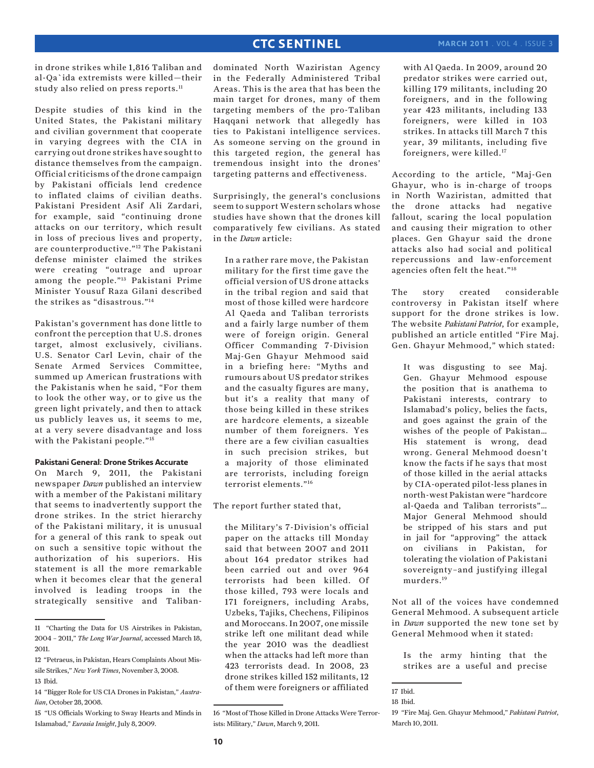in drone strikes while 1,816 Taliban and al-Qa`ida extremists were killed—their study also relied on press reports.[11]

Despite studies of this kind in the United States, the Pakistani military and civilian government that cooperate in varying degrees with the CIA in carrying out drone strikes have sought to distance themselves from the campaign. Official criticisms of the drone campaign by Pakistani officials lend credence to inflated claims of civilian deaths. Pakistani President Asif Ali Zardari, for example, said "continuing drone attacks on our territory, which result in loss of precious lives and property, are counterproductive."[12] The Pakistani defense minister claimed the strikes were creating "outrage and uproar among the people."[13] Pakistani Prime Minister Yousuf Raza Gilani described the strikes as "disastrous."[14]

Pakistan's government has done little to confront the perception that U.S. drones target, almost exclusively, civilians. U.S. Senator Carl Levin, chair of the Senate Armed Services Committee, summed up American frustrations with the Pakistanis when he said, "For them to look the other way, or to give us the green light privately, and then to attack us publicly leaves us, it seems to me, at a very severe disadvantage and loss with the Pakistani people."[15]

### Pakistani General: Drone Strikes Accurate

On March 9, 2011, the Pakistani newspaper *Dawn* published an interview with a member of the Pakistani military that seems to inadvertently support the drone strikes. In the strict hierarchy of the Pakistani military, it is unusual for a general of this rank to speak out on such a sensitive topic without the authorization of his superiors. His statement is all the more remarkable when it becomes clear that the general involved is leading troops in the strategically sensitive and Taliban-dominated North Waziristan Agency in the Federally Administered Tribal Areas. This is the area that has been the main target for drones, many of them targeting members of the pro-Taliban Haqqani network that allegedly has ties to Pakistani intelligence services. As someone serving on the ground in this targeted region, the general has tremendous insight into the drones' targeting patterns and effectiveness.

Surprisingly, the general's conclusions seem to support Western scholars whose studies have shown that the drones kill comparatively few civilians. As stated in the *Dawn* article:

> In a rather rare move, the Pakistan military for the first time gave the official version of US drone attacks in the tribal region and said that most of those killed were hardcore Al Qaeda and Taliban terrorists and a fairly large number of them were of foreign origin. General Officer Commanding 7-Division Maj-Gen Ghayur Mehmood said in a briefing here: "Myths and rumours about US predator strikes and the casualty figures are many, but it's a reality that many of those being killed in these strikes are hardcore elements, a sizeable number of them foreigners. Yes there are a few civilian casualties in such precision strikes, but a majority of those eliminated are terrorists, including foreign terrorist elements."[16]

The report further stated that,

> the Military's 7-Division's official paper on the attacks till Monday said that between 2007 and 2011 about 164 predator strikes had been carried out and over 964 terrorists had been killed. Of those killed, 793 were locals and 171 foreigners, including Arabs, Uzbeks, Tajiks, Chechens, Filipinos and Moroccans. In 2007, one missile strike left one militant dead while the year 2010 was the deadliest when the attacks had left more than 423 terrorists dead. In 2008, 23 drone strikes killed 152 militants, 12 of them were foreigners or affiliated with Al Qaeda. In 2009, around 20 predator strikes were carried out, killing 179 militants, including 20 foreigners, and in the following year 423 militants, including 133 foreigners, were killed in 103 strikes. In attacks till March 7 this year, 39 militants, including five foreigners, were killed.[17]

According to the article, "Maj-Gen Ghayur, who is in-charge of troops in North Waziristan, admitted that the drone attacks had negative fallout, scaring the local population and causing their migration to other places. Gen Ghayur said the drone attacks also had social and political repercussions and law-enforcement agencies often felt the heat."[18]

The story created considerable controversy in Pakistan itself where support for the drone strikes is low. The website *Pakistani Patriot*, for example, published an article entitled "Fire Maj. Gen. Ghayur Mehmood," which stated:

> It was disgusting to see Maj. Gen. Ghayur Mehmood espouse the position that is anathema to Pakistani interests, contrary to Islamabad's policy, belies the facts, and goes against the grain of the wishes of the people of Pakistan… His statement is wrong, dead wrong. General Mehmood doesn't know the facts if he says that most of those killed in the aerial attacks by CIA-operated pilot-less planes in north-west Pakistan were "hardcore al-Qaeda and Taliban terrorists"… Major General Mehmood should be stripped of his stars and put in jail for "approving" the attack on civilians in Pakistan, for tolerating the violation of Pakistani sovereignty–and justifying illegal murders.[19]

Not all of the voices have condemned General Mehmood. A subsequent article in *Dawn* supported the new tone set by General Mehmood when it stated:

> Is the army hinting that the strikes are a useful and precise

---

11 "Charting the Data for US Airstrikes in Pakistan, 2004 – 2011," *The Long War Journal*, accessed March 18, 2011.

12 "Petraeus, in Pakistan, Hears Complaints About Missile Strikes," *New York Times*, November 3, 2008.

13 Ibid.

14 "Bigger Role for US CIA Drones in Pakistan," *Australian*, October 28, 2008.

15 "US Officials Working to Sway Hearts and Minds in Islamabad," *Eurasia Insight*, July 8, 2009.

16 "Most of Those Killed in Drone Attacks Were Terrorists: Military," *Dawn*, March 9, 2011.

17 Ibid.

18 Ibid.

19 "Fire Maj. Gen. Ghayur Mehmood," *Pakistani Patriot*, March 10, 2011.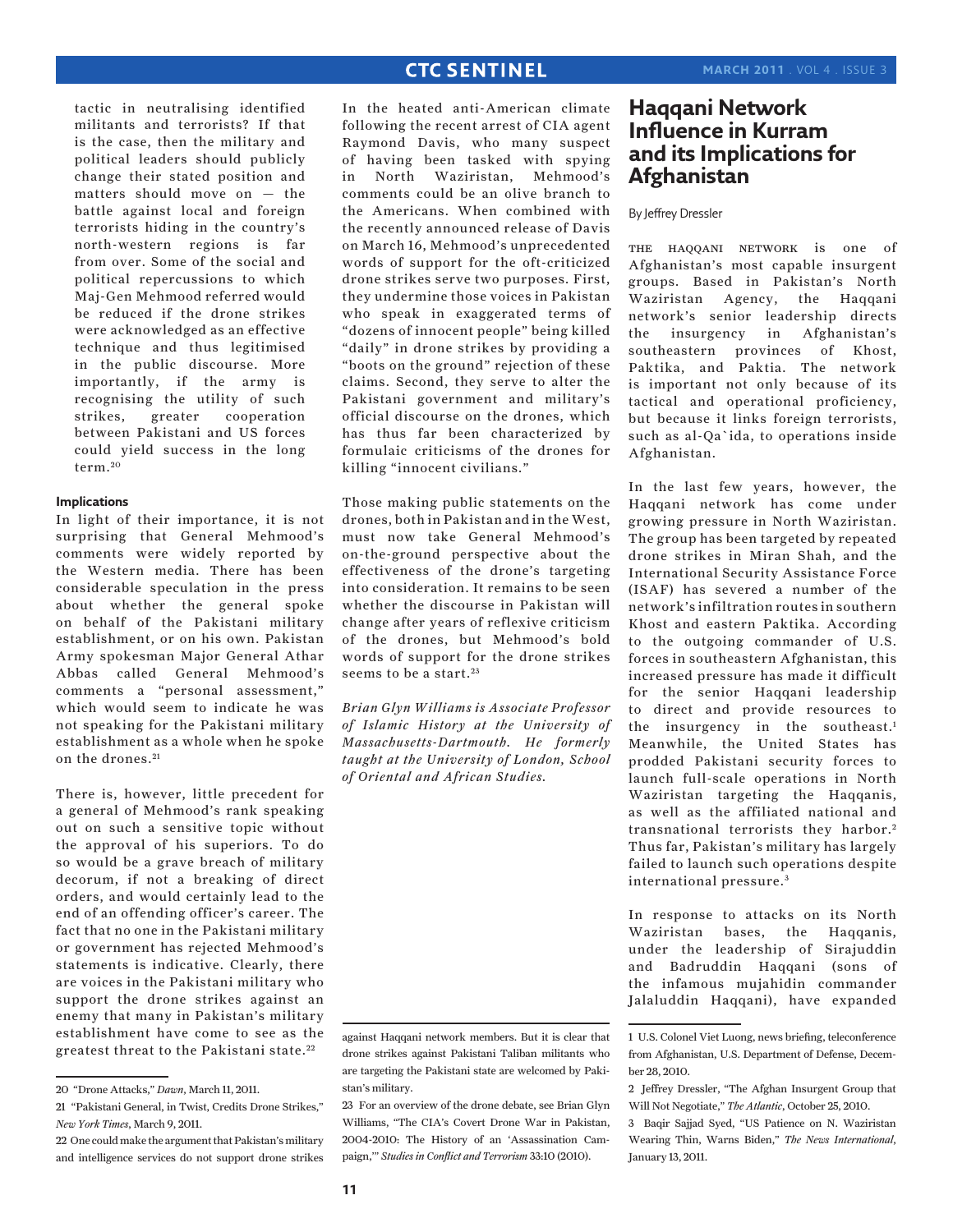tactic in neutralising identified militants and terrorists? If that is the case, then the military and political leaders should publicly change their stated position and matters should move on — the battle against local and foreign terrorists hiding in the country's north-western regions is far from over. Some of the social and political repercussions to which Maj-Gen Mehmood referred would be reduced if the drone strikes were acknowledged as an effective technique and thus legitimised in the public discourse. More importantly, if the army is recognising the utility of such strikes, greater cooperation between Pakistani and US forces could yield success in the long term.[20]

### Implications

In light of their importance, it is not surprising that General Mehmood's comments were widely reported by the Western media. There has been considerable speculation in the press about whether the general spoke on behalf of the Pakistani military establishment, or on his own. Pakistan Army spokesman Major General Athar Abbas called General Mehmood's comments a "personal assessment," which would seem to indicate he was not speaking for the Pakistani military establishment as a whole when he spoke on the drones.[21]

There is, however, little precedent for a general of Mehmood's rank speaking out on such a sensitive topic without the approval of his superiors. To do so would be a grave breach of military decorum, if not a breaking of direct orders, and would certainly lead to the end of an offending officer's career. The fact that no one in the Pakistani military or government has rejected Mehmood's statements is indicative. Clearly, there are voices in the Pakistani military who support the drone strikes against an enemy that many in Pakistan's military establishment have come to see as the greatest threat to the Pakistani state.[22]

In the heated anti-American climate following the recent arrest of CIA agent Raymond Davis, who many suspect of having been tasked with spying in North Waziristan, Mehmood's comments could be an olive branch to the Americans. When combined with the recently announced release of Davis on March 16, Mehmood's unprecedented words of support for the oft-criticized drone strikes serve two purposes. First, they undermine those voices in Pakistan who speak in exaggerated terms of "dozens of innocent people" being killed "daily" in drone strikes by providing a "boots on the ground" rejection of these claims. Second, they serve to alter the Pakistani government and military's official discourse on the drones, which has thus far been characterized by formulaic criticisms of the drones for killing "innocent civilians."

Those making public statements on the drones, both in Pakistan and in the West, must now take General Mehmood's on-the-ground perspective about the effectiveness of the drone's targeting into consideration. It remains to be seen whether the discourse in Pakistan will change after years of reflexive criticism of the drones, but Mehmood's bold words of support for the drone strikes seems to be a start.[23]

*Brian Glyn Williams is Associate Professor of Islamic History at the University of Massachusetts-Dartmouth. He formerly taught at the University of London, School of Oriental and African Studies.*

20 "Drone Attacks," *Dawn*, March 11, 2011.

21 "Pakistani General, in Twist, Credits Drone Strikes," *New York Times*, March 9, 2011.

22 One could make the argument that Pakistan's military and intelligence services do not support drone strikes against Haqqani network members. But it is clear that drone strikes against Pakistani Taliban militants who are targeting the Pakistani state are welcomed by Pakistan's military.

23 For an overview of the drone debate, see Brian Glyn Williams, "The CIA's Covert Drone War in Pakistan, 2004-2010: The History of an 'Assassination Campaign,'" *Studies in Conflict and Terrorism* 33:10 (2010).

# Haqqani Network Influence in Kurram and its Implications for Afghanistan

By Jeffrey Dressler

The Haqqani network is one of Afghanistan's most capable insurgent groups. Based in Pakistan's North Waziristan Agency, the Haqqani network's senior leadership directs the insurgency in Afghanistan's southeastern provinces of Khost, Paktika, and Paktia. The network is important not only because of its tactical and operational proficiency, but because it links foreign terrorists, such as al-Qa`ida, to operations inside Afghanistan.

In the last few years, however, the Haqqani network has come under growing pressure in North Waziristan. The group has been targeted by repeated drone strikes in Miran Shah, and the International Security Assistance Force (ISAF) has severed a number of the network's infiltration routes in southern Khost and eastern Paktika. According to the outgoing commander of U.S. forces in southeastern Afghanistan, this increased pressure has made it difficult for the senior Haqqani leadership to direct and provide resources to the insurgency in the southeast.[1] Meanwhile, the United States has prodded Pakistani security forces to launch full-scale operations in North Waziristan targeting the Haqqanis, as well as the affiliated national and transnational terrorists they harbor.[2] Thus far, Pakistan's military has largely failed to launch such operations despite international pressure.[3]

In response to attacks on its North Waziristan bases, the Haqqanis, under the leadership of Sirajuddin and Badruddin Haqqani (sons of the infamous mujahidin commander Jalaluddin Haqqani), have expanded

1 U.S. Colonel Viet Luong, news briefing, teleconference from Afghanistan, U.S. Department of Defense, December 28, 2010.

2 Jeffrey Dressler, "The Afghan Insurgent Group that Will Not Negotiate," *The Atlantic*, October 25, 2010.

3 Baqir Sajjad Syed, "US Patience on N. Waziristan Wearing Thin, Warns Biden," *The News International*, January 13, 2011.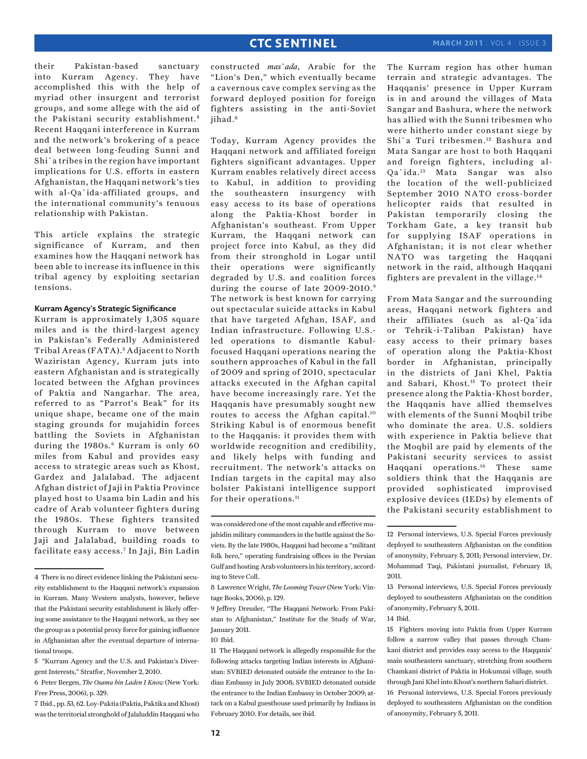their Pakistan-based sanctuary into Kurram Agency. They have accomplished this with the help of myriad other insurgent and terrorist groups, and some allege with the aid of the Pakistani security establishment.[4] Recent Haqqani interference in Kurram and the network's brokering of a peace deal between long-feuding Sunni and Shi`a tribes in the region have important implications for U.S. efforts in eastern Afghanistan, the Haqqani network's ties with al-Qa`ida-affiliated groups, and the international community's tenuous relationship with Pakistan.

This article explains the strategic significance of Kurram, and then examines how the Haqqani network has been able to increase its influence in this tribal agency by exploiting sectarian tensions.

#### Kurram Agency's Strategic Significance

Kurram is approximately 1,305 square miles and is the third-largest agency in Pakistan's Federally Administered Tribal Areas (FATA).[5] Adjacent to North Waziristan Agency, Kurram juts into eastern Afghanistan and is strategically located between the Afghan provinces of Paktia and Nangarhar. The area, referred to as "Parrot's Beak" for its unique shape, became one of the main staging grounds for mujahidin forces battling the Soviets in Afghanistan during the 1980s.[6] Kurram is only 60 miles from Kabul and provides easy access to strategic areas such as Khost, Gardez and Jalalabad. The adjacent Afghan district of Jaji in Paktia Province played host to Usama bin Ladin and his cadre of Arab volunteer fighters during the 1980s. These fighters transited through Kurram to move between Jaji and Jalalabad, building roads to facilitate easy access.[7] In Jaji, Bin Ladin constructed *mas`ada*, Arabic for the "Lion's Den," which eventually became a cavernous cave complex serving as the forward deployed position for foreign fighters assisting in the anti-Soviet jihad.[8]

Today, Kurram Agency provides the Haqqani network and affiliated foreign fighters significant advantages. Upper Kurram enables relatively direct access to Kabul, in addition to providing the southeastern insurgency with easy access to its base of operations along the Paktia-Khost border in Afghanistan's southeast. From Upper Kurram, the Haqqani network can project force into Kabul, as they did from their stronghold in Logar until their operations were significantly degraded by U.S. and coalition forces during the course of late 2009-2010.[9] The network is best known for carrying out spectacular suicide attacks in Kabul that have targeted Afghan, ISAF, and Indian infrastructure. Following U.S.-led operations to dismantle Kabul-focused Haqqani operations nearing the southern approaches of Kabul in the fall of 2009 and spring of 2010, spectacular attacks executed in the Afghan capital have become increasingly rare. Yet the Haqqanis have presumably sought new routes to access the Afghan capital.[10] Striking Kabul is of enormous benefit to the Haqqanis: it provides them with worldwide recognition and credibility, and likely helps with funding and recruitment. The network's attacks on Indian targets in the capital may also bolster Pakistani intelligence support for their operations.[11]

The Kurram region has other human terrain and strategic advantages. The Haqqanis' presence in Upper Kurram is in and around the villages of Mata Sangar and Bashura, where the network has allied with the Sunni tribesmen who were hitherto under constant siege by Shi`a Turi tribesmen.[12] Bashura and Mata Sangar are host to both Haqqani and foreign fighters, including al-Qa`ida.[13] Mata Sangar was also the location of the well-publicized September 2010 NATO cross-border helicopter raids that resulted in Pakistan temporarily closing the Torkham Gate, a key transit hub for supplying ISAF operations in Afghanistan; it is not clear whether NATO was targeting the Haqqani network in the raid, although Haqqani fighters are prevalent in the village.[14]

From Mata Sangar and the surrounding areas, Haqqani network fighters and their affiliates (such as al-Qa`ida or Tehrik-i-Taliban Pakistan) have easy access to their primary bases of operation along the Paktia-Khost border in Afghanistan, principally in the districts of Jani Khel, Paktia and Sabari, Khost.[15] To protect their presence along the Paktia-Khost border, the Haqqanis have allied themselves with elements of the Sunni Moqbil tribe who dominate the area. U.S. soldiers with experience in Paktia believe that the Moqbil are paid by elements of the Pakistani security services to assist Haqqani operations.[16] These same soldiers think that the Haqqanis are provided sophisticated improvised explosive devices (IEDs) by elements of the Pakistani security establishment to

---

4 There is no direct evidence linking the Pakistani security establishment to the Haqqani network's expansion in Kurram. Many Western analysts, however, believe that the Pakistani security establishment is likely offering some assistance to the Haqqani network, as they see the group as a potential proxy force for gaining influence in Afghanistan after the eventual departure of international troops.

5 "Kurram Agency and the U.S. and Pakistan's Divergent Interests," Stratfor, November 2, 2010.

6 Peter Bergen, *The Osama bin Laden I Know* (New York: Free Press, 2006), p. 329.

7 Ibid., pp. 53, 62. Loy-Paktia (Paktia, Paktika and Khost) was the territorial stronghold of Jalaluddin Haqqani who was considered one of the most capable and effective mujahidin military commanders in the battle against the Soviets. By the late 1980s, Haqqani had become a "militant folk hero," operating fundraising offices in the Persian Gulf and hosting Arab volunteers in his territory, according to Steve Coll.

8 Lawrence Wright, *The Looming Tower* (New York: Vintage Books, 2006), p. 129.

9 Jeffrey Dressler, "The Haqqani Network: From Pakistan to Afghanistan," Institute for the Study of War, January 2011.

10 Ibid.

11 The Haqqani network is allegedly responsible for the following attacks targeting Indian interests in Afghanistan: SVBIED detonated outside the entrance to the Indian Embassy in July 2008; SVBIED detonated outside the entrance to the Indian Embassy in October 2009; attack on a Kabul guesthouse used primarily by Indians in February 2010. For details, see ibid.

12 Personal interviews, U.S. Special Forces previously deployed to southeastern Afghanistan on the condition of anonymity, February 5, 2011; Personal interview, Dr. Mohammad Taqi, Pakistani journalist, February 15, 2011.

13 Personal interviews, U.S. Special Forces previously deployed to southeastern Afghanistan on the condition of anonymity, February 5, 2011.

14 Ibid.

15 Fighters moving into Paktia from Upper Kurram follow a narrow valley that passes through Chamkani district and provides easy access to the Haqqanis' main southeastern sanctuary, stretching from southern Chamkani district of Paktia in Hokumzai village, south through Jani Khel into Khost's northern Sabari district.

16 Personal interviews, U.S. Special Forces previously deployed to southeastern Afghanistan on the condition of anonymity, February 5, 2011.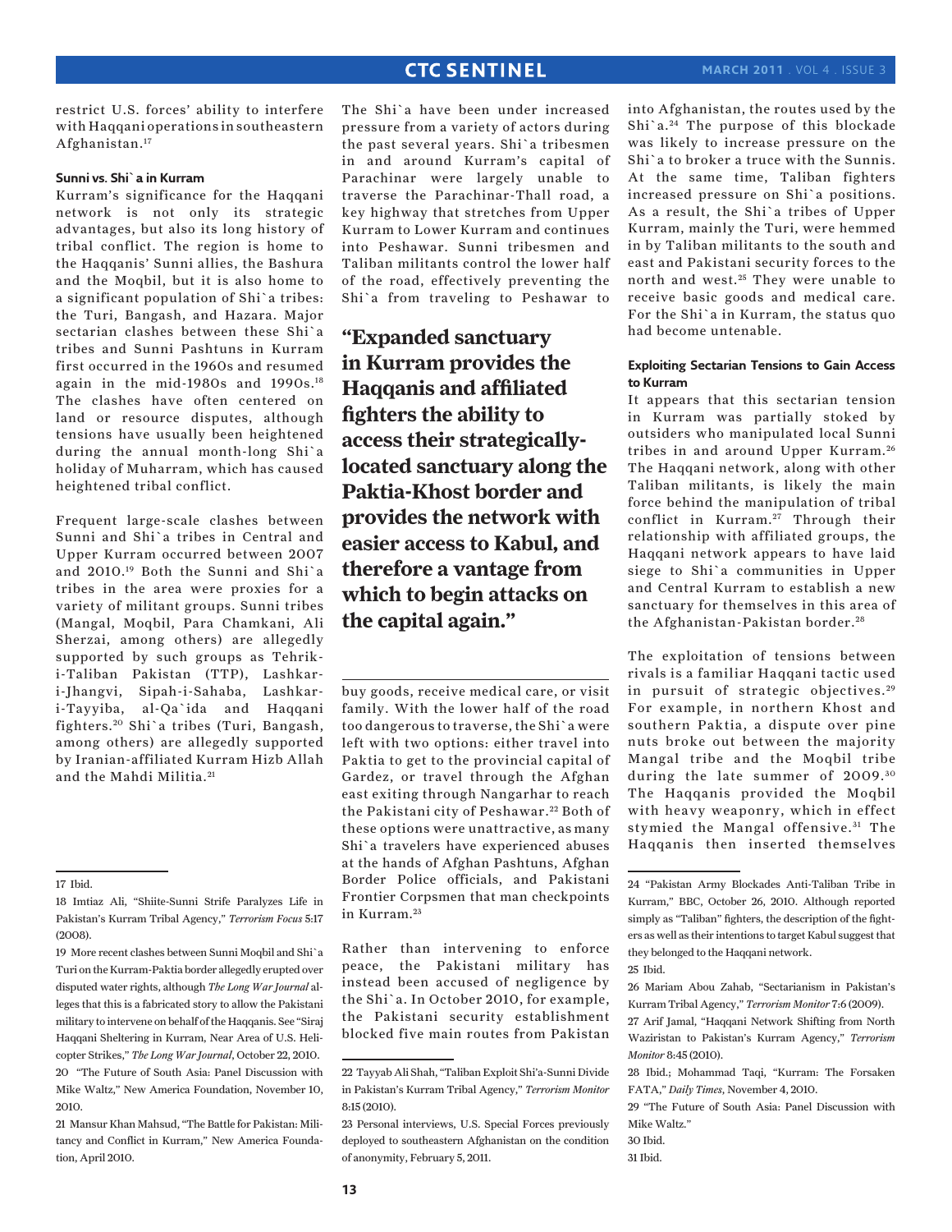restrict U.S. forces' ability to interfere with Haqqani operations in southeastern Afghanistan.[17]

#### Sunni vs. Shi`a in Kurram

Kurram's significance for the Haqqani network is not only its strategic advantages, but also its long history of tribal conflict. The region is home to the Haqqanis' Sunni allies, the Bashura and the Moqbil, but it is also home to a significant population of Shi`a tribes: the Turi, Bangash, and Hazara. Major sectarian clashes between these Shi`a tribes and Sunni Pashtuns in Kurram first occurred in the 1960s and resumed again in the mid-1980s and 1990s.[18] The clashes have often centered on land or resource disputes, although tensions have usually been heightened during the annual month-long Shi`a holiday of Muharram, which has caused heightened tribal conflict.

Frequent large-scale clashes between Sunni and Shi`a tribes in Central and Upper Kurram occurred between 2007 and 2010.[19] Both the Sunni and Shi`a tribes in the area were proxies for a variety of militant groups. Sunni tribes (Mangal, Moqbil, Para Chamkani, Ali Sherzai, among others) are allegedly supported by such groups as Tehrik-i-Taliban Pakistan (TTP), Lashkar-i-Jhangvi, Sipah-i-Sahaba, Lashkar-i-Tayyiba, al-Qa`ida and Haqqani fighters.[20] Shi`a tribes (Turi, Bangash, among others) are allegedly supported by Iranian-affiliated Kurram Hizb Allah and the Mahdi Militia.[21]

The Shi`a have been under increased pressure from a variety of actors during the past several years. Shi`a tribesmen in and around Kurram's capital of Parachinar were largely unable to traverse the Parachinar-Thall road, a key highway that stretches from Upper Kurram to Lower Kurram and continues into Peshawar. Sunni tribesmen and Taliban militants control the lower half of the road, effectively preventing the Shi`a from traveling to Peshawar to buy goods, receive medical care, or visit family. With the lower half of the road too dangerous to traverse, the Shi`a were left with two options: either travel into Paktia to get to the provincial capital of Gardez, or travel through the Afghan east exiting through Nangarhar to reach the Pakistani city of Peshawar.[22] Both of these options were unattractive, as many Shi`a travelers have experienced abuses at the hands of Afghan Pashtuns, Afghan Border Police officials, and Pakistani Frontier Corpsmen that man checkpoints in Kurram.[23]

**"Expanded sanctuary in Kurram provides the Haqqanis and affiliated fighters the ability to access their strategically-located sanctuary along the Paktia-Khost border and provides the network with easier access to Kabul, and therefore a vantage from which to begin attacks on the capital again."**

Rather than intervening to enforce peace, the Pakistani military has instead been accused of negligence by the Shi`a. In October 2010, for example, the Pakistani security establishment blocked five main routes from Pakistan into Afghanistan, the routes used by the Shi`a.[24] The purpose of this blockade was likely to increase pressure on the Shi`a to broker a truce with the Sunnis. At the same time, Taliban fighters increased pressure on Shi`a positions. As a result, the Shi`a tribes of Upper Kurram, mainly the Turi, were hemmed in by Taliban militants to the south and east and Pakistani security forces to the north and west.[25] They were unable to receive basic goods and medical care. For the Shi`a in Kurram, the status quo had become untenable.

#### Exploiting Sectarian Tensions to Gain Access to Kurram

It appears that this sectarian tension in Kurram was partially stoked by outsiders who manipulated local Sunni tribes in and around Upper Kurram.[26] The Haqqani network, along with other Taliban militants, is likely the main force behind the manipulation of tribal conflict in Kurram.[27] Through their relationship with affiliated groups, the Haqqani network appears to have laid siege to Shi`a communities in Upper and Central Kurram to establish a new sanctuary for themselves in this area of the Afghanistan-Pakistan border.[28]

The exploitation of tensions between rivals is a familiar Haqqani tactic used in pursuit of strategic objectives.[29] For example, in northern Khost and southern Paktia, a dispute over pine nuts broke out between the majority Mangal tribe and the Moqbil tribe during the late summer of 2009.[30] The Haqqanis provided the Moqbil with heavy weaponry, which in effect stymied the Mangal offensive.[31] The Haqqanis then inserted themselves

---

17 Ibid.

18 Imtiaz Ali, "Shiite-Sunni Strife Paralyzes Life in Pakistan's Kurram Tribal Agency," *Terrorism Focus* 5:17 (2008).

19 More recent clashes between Sunni Moqbil and Shi`a Turi on the Kurram-Paktia border allegedly erupted over disputed water rights, although *The Long War Journal* alleges that this is a fabricated story to allow the Pakistani military to intervene on behalf of the Haqqanis. See "Siraj Haqqani Sheltering in Kurram, Near Area of U.S. Helicopter Strikes," *The Long War Journal*, October 22, 2010.

20 "The Future of South Asia: Panel Discussion with Mike Waltz," New America Foundation, November 10, 2010.

21 Mansur Khan Mahsud, "The Battle for Pakistan: Militancy and Conflict in Kurram," New America Foundation, April 2010.

22 Tayyab Ali Shah, "Taliban Exploit Shi'a-Sunni Divide in Pakistan's Kurram Tribal Agency," *Terrorism Monitor* 8:15 (2010).

23 Personal interviews, U.S. Special Forces previously deployed to southeastern Afghanistan on the condition of anonymity, February 5, 2011.

24 "Pakistan Army Blockades Anti-Taliban Tribe in Kurram," BBC, October 26, 2010. Although reported simply as "Taliban" fighters, the description of the fighters as well as their intentions to target Kabul suggest that they belonged to the Haqqani network.

25 Ibid.

26 Mariam Abou Zahab, "Sectarianism in Pakistan's Kurram Tribal Agency," *Terrorism Monitor* 7:6 (2009).

27 Arif Jamal, "Haqqani Network Shifting from North Waziristan to Pakistan's Kurram Agency," *Terrorism Monitor* 8:45 (2010).

28 Ibid.; Mohammad Taqi, "Kurram: The Forsaken FATA," *Daily Times*, November 4, 2010.

29 "The Future of South Asia: Panel Discussion with Mike Waltz."

30 Ibid.

31 Ibid.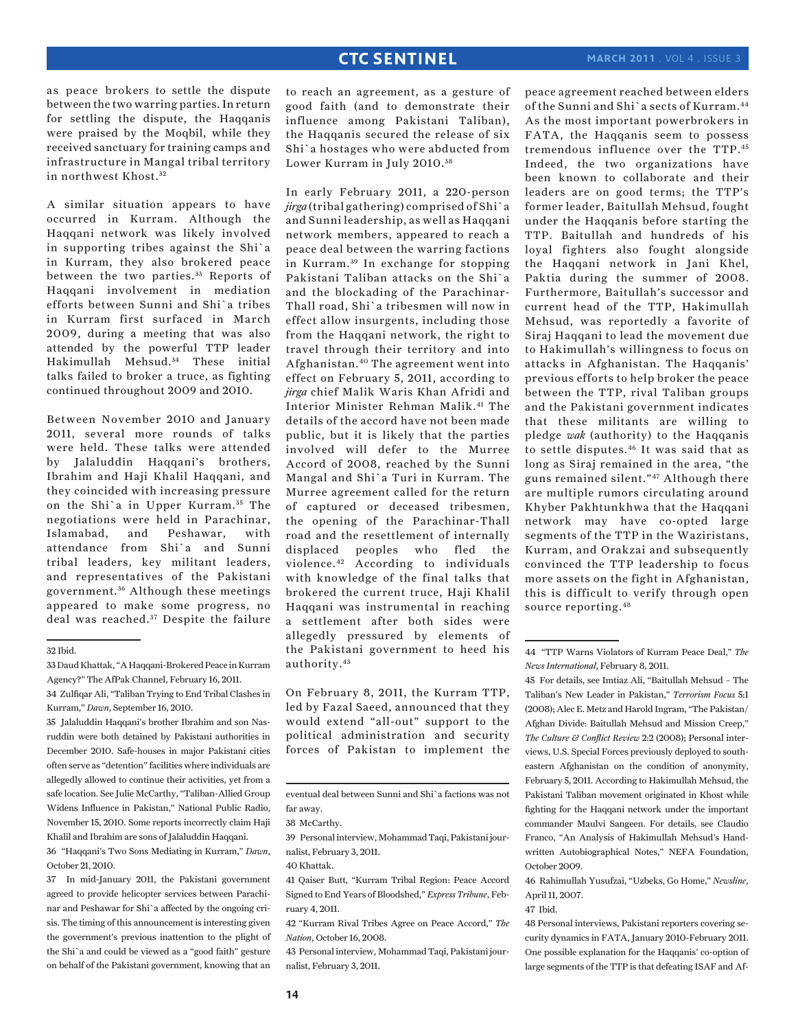as peace brokers to settle the dispute between the two warring parties. In return for settling the dispute, the Haqqanis were praised by the Moqbil, while they received sanctuary for training camps and infrastructure in Mangal tribal territory in northwest Khost.[32]

A similar situation appears to have occurred in Kurram. Although the Haqqani network was likely involved in supporting tribes against the Shi`a in Kurram, they also brokered peace between the two parties.[33] Reports of Haqqani involvement in mediation efforts between Sunni and Shi`a tribes in Kurram first surfaced in March 2009, during a meeting that was also attended by the powerful TTP leader Hakimullah Mehsud.[34] These initial talks failed to broker a truce, as fighting continued throughout 2009 and 2010.

Between November 2010 and January 2011, several more rounds of talks were held. These talks were attended by Jalaluddin Haqqani's brothers, Ibrahim and Haji Khalil Haqqani, and they coincided with increasing pressure on the Shi`a in Upper Kurram.[35] The negotiations were held in Parachinar, Islamabad, and Peshawar, with attendance from Shi`a and Sunni tribal leaders, key militant leaders, and representatives of the Pakistani government.[36] Although these meetings appeared to make some progress, no deal was reached.[37] Despite the failure to reach an agreement, as a gesture of good faith (and to demonstrate their influence among Pakistani Taliban), the Haqqanis secured the release of six Shi`a hostages who were abducted from Lower Kurram in July 2010.[38]

In early February 2011, a 220-person *jirga* (tribal gathering) comprised of Shi`a and Sunni leadership, as well as Haqqani network members, appeared to reach a peace deal between the warring factions in Kurram.[39] In exchange for stopping Pakistani Taliban attacks on the Shi`a and the blockading of the Parachinar-Thall road, Shi`a tribesmen will now in effect allow insurgents, including those from the Haqqani network, the right to travel through their territory and into Afghanistan.[40] The agreement went into effect on February 5, 2011, according to *jirga* chief Malik Waris Khan Afridi and Interior Minister Rehman Malik.[41] The details of the accord have not been made public, but it is likely that the parties involved will defer to the Murree Accord of 2008, reached by the Sunni Mangal and Shi`a Turi in Kurram. The Murree agreement called for the return of captured or deceased tribesmen, the opening of the Parachinar-Thall road and the resettlement of internally displaced peoples who fled the violence.[42] According to individuals with knowledge of the final talks that brokered the current truce, Haji Khalil Haqqani was instrumental in reaching a settlement after both sides were allegedly pressured by elements of the Pakistani government to heed his authority.[43]

On February 8, 2011, the Kurram TTP, led by Fazal Saeed, announced that they would extend "all-out" support to the political administration and security forces of Pakistan to implement the peace agreement reached between elders of the Sunni and Shi`a sects of Kurram.[44] As the most important powerbrokers in FATA, the Haqqanis seem to possess tremendous influence over the TTP.[45] Indeed, the two organizations have been known to collaborate and their leaders are on good terms; the TTP's former leader, Baitullah Mehsud, fought under the Haqqanis before starting the TTP. Baitullah and hundreds of his loyal fighters also fought alongside the Haqqani network in Jani Khel, Paktia during the summer of 2008. Furthermore, Baitullah's successor and current head of the TTP, Hakimullah Mehsud, was reportedly a favorite of Siraj Haqqani to lead the movement due to Hakimullah's willingness to focus on attacks in Afghanistan. The Haqqanis' previous efforts to help broker the peace between the TTP, rival Taliban groups and the Pakistani government indicates that these militants are willing to pledge *wak* (authority) to the Haqqanis to settle disputes.[46] It was said that as long as Siraj remained in the area, "the guns remained silent."[47] Although there are multiple rumors circulating around Khyber Pakhtunkhwa that the Haqqani network may have co-opted large segments of the TTP in the Waziristans, Kurram, and Orakzai and subsequently convinced the TTP leadership to focus more assets on the fight in Afghanistan, this is difficult to verify through open source reporting.[48]

---

32 Ibid.

33 Daud Khattak, "A Haqqani-Brokered Peace in Kurram Agency?" The AfPak Channel, February 16, 2011.

34 Zulfiqar Ali, "Taliban Trying to End Tribal Clashes in Kurram," *Dawn*, September 16, 2010.

35 Jalaluddin Haqqani's brother Ibrahim and son Nasruddin were both detained by Pakistani authorities in December 2010. Safe-houses in major Pakistani cities often serve as "detention" facilities where individuals are allegedly allowed to continue their activities, yet from a safe location. See Julie McCarthy, "Taliban-Allied Group Widens Influence in Pakistan," National Public Radio, November 15, 2010. Some reports incorrectly claim Haji Khalil and Ibrahim are sons of Jalaluddin Haqqani.

36 "Haqqani's Two Sons Mediating in Kurram," *Dawn*, October 21, 2010.

37 In mid-January 2011, the Pakistani government agreed to provide helicopter services between Parachinar and Peshawar for Shi`a affected by the ongoing crisis. The timing of this announcement is interesting given the government's previous inattention to the plight of the Shi`a and could be viewed as a "good faith" gesture on behalf of the Pakistani government, knowing that an eventual deal between Sunni and Shi`a factions was not far away.

38 McCarthy.

39 Personal interview, Mohammad Taqi, Pakistani journalist, February 3, 2011.

40 Khattak.

41 Qaiser Butt, "Kurram Tribal Region: Peace Accord Signed to End Years of Bloodshed," *Express Tribune*, February 4, 2011.

42 "Kurram Rival Tribes Agree on Peace Accord," *The Nation*, October 16, 2008.

43 Personal interview, Mohammad Taqi, Pakistani journalist, February 3, 2011.

44 "TTP Warns Violators of Kurram Peace Deal," *The News International*, February 8, 2011.

45 For details, see Imtiaz Ali, "Baitullah Mehsud – The Taliban's New Leader in Pakistan," *Terrorism Focus* 5:1 (2008); Alec E. Metz and Harold Ingram, "The Pakistan/Afghan Divide: Baitullah Mehsud and Mission Creep," *The Culture & Conflict Review* 2:2 (2008); Personal interviews, U.S. Special Forces previously deployed to southeastern Afghanistan on the condition of anonymity, February 5, 2011. According to Hakimullah Mehsud, the Pakistani Taliban movement originated in Khost while fighting for the Haqqani network under the important commander Maulvi Sangeen. For details, see Claudio Franco, "An Analysis of Hakimullah Mehsud's Handwritten Autobiographical Notes," NEFA Foundation, October 2009.

46 Rahimullah Yusufzai, "Uzbeks, Go Home," *Newsline*, April 11, 2007.

47 Ibid.

48 Personal interviews, Pakistani reporters covering security dynamics in FATA, January 2010-February 2011. One possible explanation for the Haqqanis' co-option of large segments of the TTP is that defeating ISAF and Af-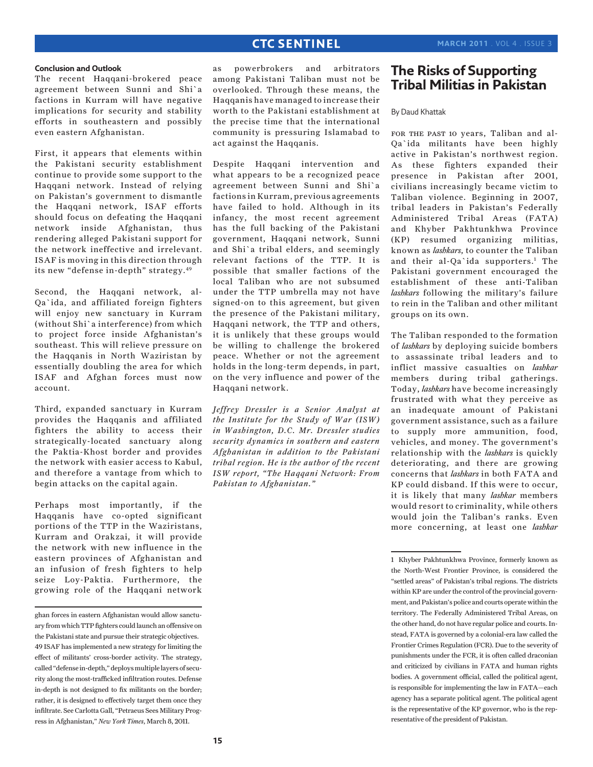### Conclusion and Outlook

The recent Haqqani-brokered peace agreement between Sunni and Shi`a factions in Kurram will have negative implications for security and stability efforts in southeastern and possibly even eastern Afghanistan.

First, it appears that elements within the Pakistani security establishment continue to provide some support to the Haqqani network. Instead of relying on Pakistan's government to dismantle the Haqqani network, ISAF efforts should focus on defeating the Haqqani network inside Afghanistan, thus rendering alleged Pakistani support for the network ineffective and irrelevant. ISAF is moving in this direction through its new "defense in-depth" strategy.[49]

Second, the Haqqani network, al-Qa`ida, and affiliated foreign fighters will enjoy new sanctuary in Kurram (without Shi`a interference) from which to project force inside Afghanistan's southeast. This will relieve pressure on the Haqqanis in North Waziristan by essentially doubling the area for which ISAF and Afghan forces must now account.

Third, expanded sanctuary in Kurram provides the Haqqanis and affiliated fighters the ability to access their strategically-located sanctuary along the Paktia-Khost border and provides the network with easier access to Kabul, and therefore a vantage from which to begin attacks on the capital again.

Perhaps most importantly, if the Haqqanis have co-opted significant portions of the TTP in the Waziristans, Kurram and Orakzai, it will provide the network with new influence in the eastern provinces of Afghanistan and an infusion of fresh fighters to help seize Loy-Paktia. Furthermore, the growing role of the Haqqani network as powerbrokers and arbitrators among Pakistani Taliban must not be overlooked. Through these means, the Haqqanis have managed to increase their worth to the Pakistani establishment at the precise time that the international community is pressuring Islamabad to act against the Haqqanis.

Despite Haqqani intervention and what appears to be a recognized peace agreement between Sunni and Shi`a factions in Kurram, previous agreements have failed to hold. Although in its infancy, the most recent agreement has the full backing of the Pakistani government, Haqqani network, Sunni and Shi`a tribal elders, and seemingly relevant factions of the TTP. It is possible that smaller factions of the local Taliban who are not subsumed under the TTP umbrella may not have signed-on to this agreement, but given the presence of the Pakistani military, Haqqani network, the TTP and others, it is unlikely that these groups would be willing to challenge the brokered peace. Whether or not the agreement holds in the long-term depends, in part, on the very influence and power of the Haqqani network.

*Jeffrey Dressler is a Senior Analyst at the Institute for the Study of War (ISW) in Washington, D.C. Mr. Dressler studies security dynamics in southern and eastern Afghanistan in addition to the Pakistani tribal region. He is the author of the recent ISW report, "The Haqqani Network: From Pakistan to Afghanistan."*

ghan forces in eastern Afghanistan would allow sanctuary from which TTP fighters could launch an offensive on the Pakistani state and pursue their strategic objectives.

49 ISAF has implemented a new strategy for limiting the effect of militants' cross-border activity. The strategy, called "defense in-depth," deploys multiple layers of security along the most-trafficked infiltration routes. Defense in-depth is not designed to fix militants on the border; rather, it is designed to effectively target them once they infiltrate. See Carlotta Gall, "Petraeus Sees Military Progress in Afghanistan," *New York Times*, March 8, 2011.

# The Risks of Supporting Tribal Militias in Pakistan

By Daud Khattak

For the past 10 years, Taliban and al-Qa`ida militants have been highly active in Pakistan's northwest region. As these fighters expanded their presence in Pakistan after 2001, civilians increasingly became victim to Taliban violence. Beginning in 2007, tribal leaders in Pakistan's Federally Administered Tribal Areas (FATA) and Khyber Pakhtunkhwa Province (KP) resumed organizing militias, known as *lashkars*, to counter the Taliban and their al-Qa`ida supporters.[1] The Pakistani government encouraged the establishment of these anti-Taliban *lashkars* following the military's failure to rein in the Taliban and other militant groups on its own.

The Taliban responded to the formation of *lashkars* by deploying suicide bombers to assassinate tribal leaders and to inflict massive casualties on *lashkar* members during tribal gatherings. Today, *lashkars* have become increasingly frustrated with what they perceive as an inadequate amount of Pakistani government assistance, such as a failure to supply more ammunition, food, vehicles, and money. The government's relationship with the *lashkars* is quickly deteriorating, and there are growing concerns that *lashkars* in both FATA and KP could disband. If this were to occur, it is likely that many *lashkar* members would resort to criminality, while others would join the Taliban's ranks. Even more concerning, at least one *lashkar*

1 Khyber Pakhtunkhwa Province, formerly known as the North-West Frontier Province, is considered the "settled areas" of Pakistan's tribal regions. The districts within KP are under the control of the provincial government, and Pakistan's police and courts operate within the territory. The Federally Administered Tribal Areas, on the other hand, do not have regular police and courts. Instead, FATA is governed by a colonial-era law called the Frontier Crimes Regulation (FCR). Due to the severity of punishments under the FCR, it is often called draconian and criticized by civilians in FATA and human rights bodies. A government official, called the political agent, is responsible for implementing the law in FATA—each agency has a separate political agent. The political agent is the representative of the KP governor, who is the representative of the president of Pakistan.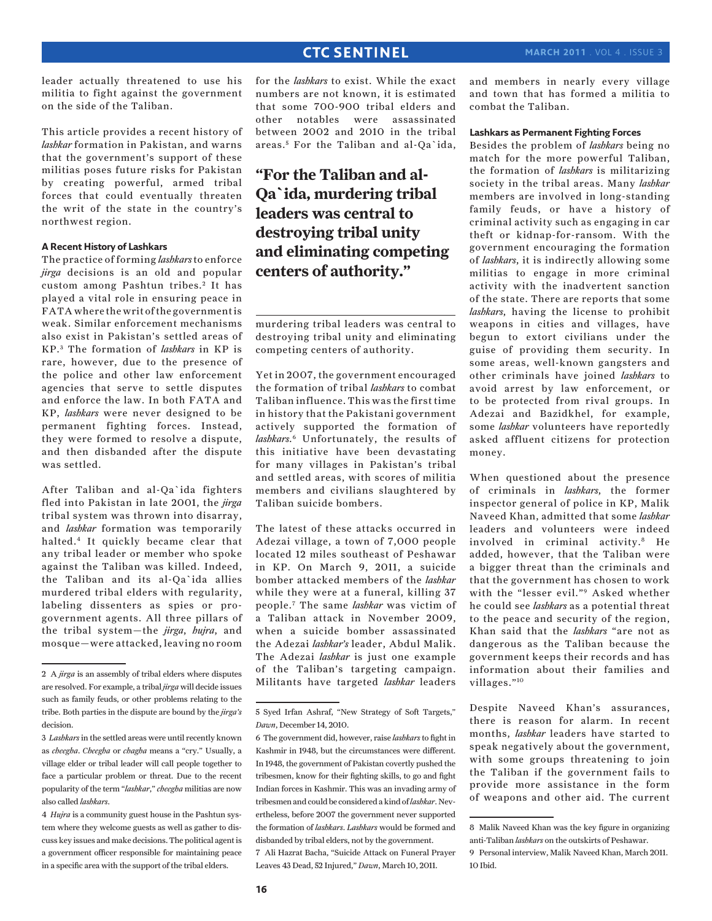leader actually threatened to use his militia to fight against the government on the side of the Taliban.

This article provides a recent history of *lashkar* formation in Pakistan, and warns that the government's support of these militias poses future risks for Pakistan by creating powerful, armed tribal forces that could eventually threaten the writ of the state in the country's northwest region.

#### A Recent History of Lashkars

The practice of forming *lashkars* to enforce *jirga* decisions is an old and popular custom among Pashtun tribes.[2] It has played a vital role in ensuring peace in FATA where the writ of the government is weak. Similar enforcement mechanisms also exist in Pakistan's settled areas of KP.[3] The formation of *lashkars* in KP is rare, however, due to the presence of the police and other law enforcement agencies that serve to settle disputes and enforce the law. In both FATA and KP, *lashkars* were never designed to be permanent fighting forces. Instead, they were formed to resolve a dispute, and then disbanded after the dispute was settled.

After Taliban and al-Qa`ida fighters fled into Pakistan in late 2001, the *jirga* tribal system was thrown into disarray, and *lashkar* formation was temporarily halted.[4] It quickly became clear that any tribal leader or member who spoke against the Taliban was killed. Indeed, the Taliban and its al-Qa`ida allies murdered tribal elders with regularity, labeling dissenters as spies or pro-government agents. All three pillars of the tribal system—the *jirga*, *hujra*, and mosque—were attacked, leaving no room for the *lashkars* to exist. While the exact numbers are not known, it is estimated that some 700-900 tribal elders and other notables were assassinated between 2002 and 2010 in the tribal areas.[5] For the Taliban and al-Qa`ida, murdering tribal leaders was central to destroying tribal unity and eliminating competing centers of authority.

> **"For the Taliban and al-Qa`ida, murdering tribal leaders was central to destroying tribal unity and eliminating competing centers of authority."**

Yet in 2007, the government encouraged the formation of tribal *lashkars* to combat Taliban influence. This was the first time in history that the Pakistani government actively supported the formation of *lashkars*.[6] Unfortunately, the results of this initiative have been devastating for many villages in Pakistan's tribal and settled areas, with scores of militia members and civilians slaughtered by Taliban suicide bombers.

The latest of these attacks occurred in Adezai village, a town of 7,000 people located 12 miles southeast of Peshawar in KP. On March 9, 2011, a suicide bomber attacked members of the *lashkar* while they were at a funeral, killing 37 people.[7] The same *lashkar* was victim of a Taliban attack in November 2009, when a suicide bomber assassinated the Adezai *lashkar's* leader, Abdul Malik. The Adezai *lashkar* is just one example of the Taliban's targeting campaign. Militants have targeted *lashkar* leaders and members in nearly every village and town that has formed a militia to combat the Taliban.

#### Lashkars as Permanent Fighting Forces

Besides the problem of *lashkars* being no match for the more powerful Taliban, the formation of *lashkars* is militarizing society in the tribal areas. Many *lashkar* members are involved in long-standing family feuds, or have a history of criminal activity such as engaging in car theft or kidnap-for-ransom. With the government encouraging the formation of *lashkars*, it is indirectly allowing some militias to engage in more criminal activity with the inadvertent sanction of the state. There are reports that some *lashkars*, having the license to prohibit weapons in cities and villages, have begun to extort civilians under the guise of providing them security. In some areas, well-known gangsters and other criminals have joined *lashkars* to avoid arrest by law enforcement, or to be protected from rival groups. In Adezai and Bazidkhel, for example, some *lashkar* volunteers have reportedly asked affluent citizens for protection money.

When questioned about the presence of criminals in *lashkars*, the former inspector general of police in KP, Malik Naveed Khan, admitted that some *lashkar* leaders and volunteers were indeed involved in criminal activity.[8] He added, however, that the Taliban were a bigger threat than the criminals and that the government has chosen to work with the "lesser evil."[9] Asked whether he could see *lashkars* as a potential threat to the peace and security of the region, Khan said that the *lashkars* "are not as dangerous as the Taliban because the government keeps their records and has information about their families and villages."[10]

Despite Naveed Khan's assurances, there is reason for alarm. In recent months, *lashkar* leaders have started to speak negatively about the government, with some groups threatening to join the Taliban if the government fails to provide more assistance in the form of weapons and other aid. The current

---

2 A *jirga* is an assembly of tribal elders where disputes are resolved. For example, a tribal *jirga* will decide issues such as family feuds, or other problems relating to the tribe. Both parties in the dispute are bound by the *jirga's* decision.

3 *Lashkars* in the settled areas were until recently known as *cheegha*. *Cheegha* or *chagha* means a "cry." Usually, a village elder or tribal leader will call people together to face a particular problem or threat. Due to the recent popularity of the term "*lashkar*," *cheegha* militias are now also called *lashkars*.

4 *Hujra* is a community guest house in the Pashtun system where they welcome guests as well as gather to discuss key issues and make decisions. The political agent is a government officer responsible for maintaining peace in a specific area with the support of the tribal elders.

5 Syed Irfan Ashraf, "New Strategy of Soft Targets," *Dawn*, December 14, 2010.

6 The government did, however, raise *lashkars* to fight in Kashmir in 1948, but the circumstances were different. In 1948, the government of Pakistan covertly pushed the tribesmen, know for their fighting skills, to go and fight Indian forces in Kashmir. This was an invading army of tribesmen and could be considered a kind of *lashkar*. Nevertheless, before 2007 the government never supported the formation of *lashkars*. *Lashkars* would be formed and disbanded by tribal elders, not by the government.

7 Ali Hazrat Bacha, "Suicide Attack on Funeral Prayer Leaves 43 Dead, 52 Injured," *Dawn*, March 10, 2011.

8 Malik Naveed Khan was the key figure in organizing anti-Taliban *lashkars* on the outskirts of Peshawar.

9 Personal interview, Malik Naveed Khan, March 2011.

10 Ibid.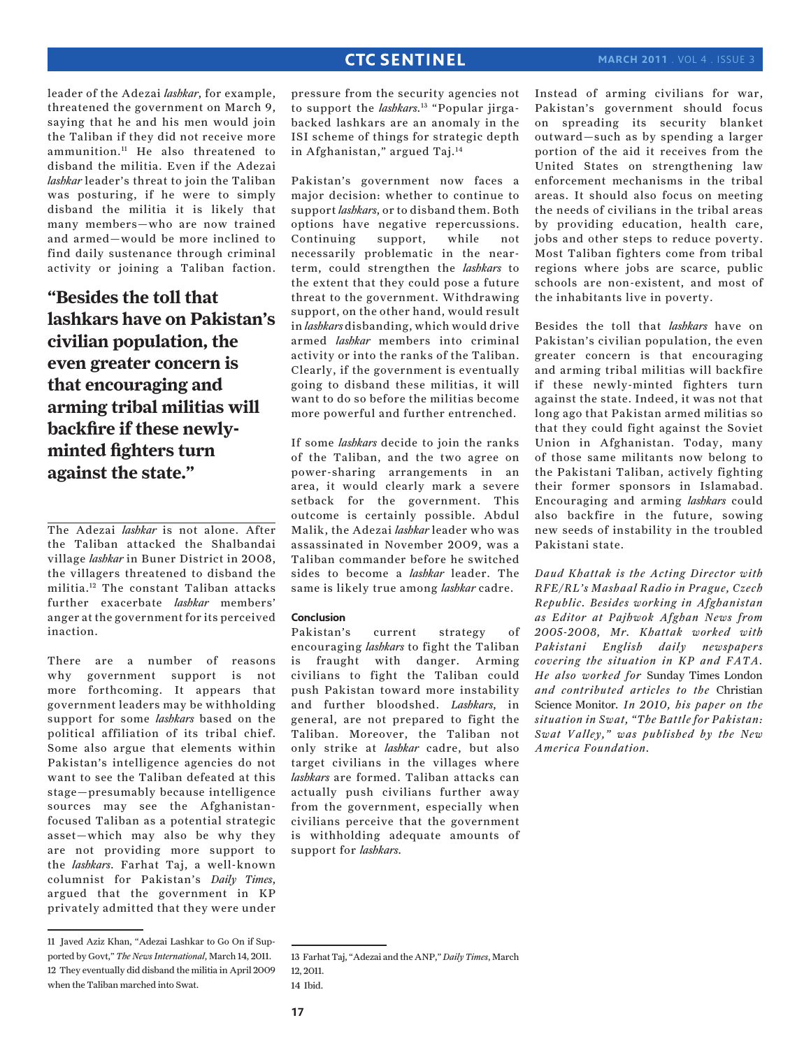leader of the Adezai *lashkar*, for example, threatened the government on March 9, saying that he and his men would join the Taliban if they did not receive more ammunition.[11] He also threatened to disband the militia. Even if the Adezai *lashkar* leader's threat to join the Taliban was posturing, if he were to simply disband the militia it is likely that many members—who are now trained and armed—would be more inclined to find daily sustenance through criminal activity or joining a Taliban faction.

**"Besides the toll that lashkars have on Pakistan's civilian population, the even greater concern is that encouraging and arming tribal militias will backfire if these newly-minted fighters turn against the state."**

The Adezai *lashkar* is not alone. After the Taliban attacked the Shalbandai village *lashkar* in Buner District in 2008, the villagers threatened to disband the militia.[12] The constant Taliban attacks further exacerbate *lashkar* members' anger at the government for its perceived inaction.

There are a number of reasons why government support is not more forthcoming. It appears that government leaders may be withholding support for some *lashkars* based on the political affiliation of its tribal chief. Some also argue that elements within Pakistan's intelligence agencies do not want to see the Taliban defeated at this stage—presumably because intelligence sources may see the Afghanistan-focused Taliban as a potential strategic asset—which may also be why they are not providing more support to the *lashkars*. Farhat Taj, a well-known columnist for Pakistan's *Daily Times*, argued that the government in KP privately admitted that they were under pressure from the security agencies not to support the *lashkars*.[13] "Popular jirga-backed lashkars are an anomaly in the ISI scheme of things for strategic depth in Afghanistan," argued Taj.[14]

Pakistan's government now faces a major decision: whether to continue to support *lashkars*, or to disband them. Both options have negative repercussions. Continuing support, while not necessarily problematic in the near-term, could strengthen the *lashkars* to the extent that they could pose a future threat to the government. Withdrawing support, on the other hand, would result in *lashkars* disbanding, which would drive armed *lashkar* members into criminal activity or into the ranks of the Taliban. Clearly, if the government is eventually going to disband these militias, it will want to do so before the militias become more powerful and further entrenched.

If some *lashkars* decide to join the ranks of the Taliban, and the two agree on power-sharing arrangements in an area, it would clearly mark a severe setback for the government. This outcome is certainly possible. Abdul Malik, the Adezai *lashkar* leader who was assassinated in November 2009, was a Taliban commander before he switched sides to become a *lashkar* leader. The same is likely true among *lashkar* cadre.

## Conclusion

Pakistan's current strategy of encouraging *lashkars* to fight the Taliban is fraught with danger. Arming civilians to fight the Taliban could push Pakistan toward more instability and further bloodshed. *Lashkars*, in general, are not prepared to fight the Taliban. Moreover, the Taliban not only strike at *lashkar* cadre, but also target civilians in the villages where *lashkars* are formed. Taliban attacks can actually push civilians further away from the government, especially when civilians perceive that the government is withholding adequate amounts of support for *lashkars*.

Instead of arming civilians for war, Pakistan's government should focus on spreading its security blanket outward—such as by spending a larger portion of the aid it receives from the United States on strengthening law enforcement mechanisms in the tribal areas. It should also focus on meeting the needs of civilians in the tribal areas by providing education, health care, jobs and other steps to reduce poverty. Most Taliban fighters come from tribal regions where jobs are scarce, public schools are non-existent, and most of the inhabitants live in poverty.

Besides the toll that *lashkars* have on Pakistan's civilian population, the even greater concern is that encouraging and arming tribal militias will backfire if these newly-minted fighters turn against the state. Indeed, it was not that long ago that Pakistan armed militias so that they could fight against the Soviet Union in Afghanistan. Today, many of those same militants now belong to the Pakistani Taliban, actively fighting their former sponsors in Islamabad. Encouraging and arming *lashkars* could also backfire in the future, sowing new seeds of instability in the troubled Pakistani state.

*Daud Khattak is the Acting Director with RFE/RL's Mashaal Radio in Prague, Czech Republic. Besides working in Afghanistan as Editor at Pajhwok Afghan News from 2005-2008, Mr. Khattak worked with Pakistani English daily newspapers covering the situation in KP and FATA. He also worked for* Sunday Times London *and contributed articles to the* Christian Science Monitor. *In 2010, his paper on the situation in Swat, "The Battle for Pakistan: Swat Valley," was published by the New America Foundation.*

---

11 Javed Aziz Khan, "Adezai Lashkar to Go On if Supported by Govt," *The News International*, March 14, 2011.

12 They eventually did disband the militia in April 2009 when the Taliban marched into Swat.

13 Farhat Taj, "Adezai and the ANP," *Daily Times*, March 12, 2011.

14 Ibid.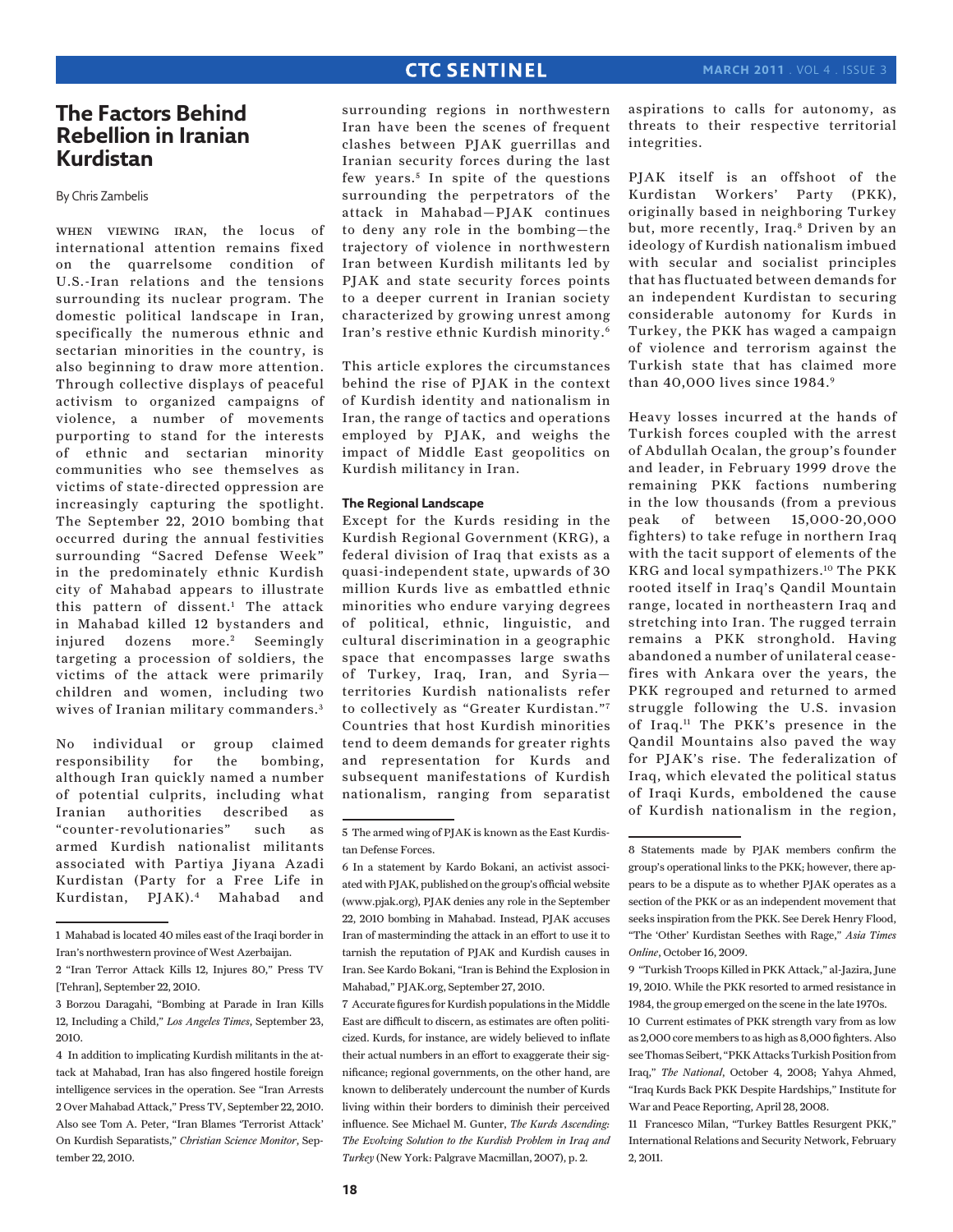# The Factors Behind Rebellion in Iranian Kurdistan

By Chris Zambelis

WHEN VIEWING IRAN, the locus of international attention remains fixed on the quarrelsome condition of U.S.-Iran relations and the tensions surrounding its nuclear program. The domestic political landscape in Iran, specifically the numerous ethnic and sectarian minorities in the country, is also beginning to draw more attention. Through collective displays of peaceful activism to organized campaigns of violence, a number of movements purporting to stand for the interests of ethnic and sectarian minority communities who see themselves as victims of state-directed oppression are increasingly capturing the spotlight. The September 22, 2010 bombing that occurred during the annual festivities surrounding "Sacred Defense Week" in the predominately ethnic Kurdish city of Mahabad appears to illustrate this pattern of dissent.[1] The attack in Mahabad killed 12 bystanders and injured dozens more.[2] Seemingly targeting a procession of soldiers, the victims of the attack were primarily children and women, including two wives of Iranian military commanders.[3]

No individual or group claimed responsibility for the bombing, although Iran quickly named a number of potential culprits, including what Iranian authorities described as "counter-revolutionaries" such as armed Kurdish nationalist militants associated with Partiya Jiyana Azadi Kurdistan (Party for a Free Life in Kurdistan, PJAK).[4] Mahabad and surrounding regions in northwestern Iran have been the scenes of frequent clashes between PJAK guerrillas and Iranian security forces during the last few years.[5] In spite of the questions surrounding the perpetrators of the attack in Mahabad—PJAK continues to deny any role in the bombing—the trajectory of violence in northwestern Iran between Kurdish militants led by PJAK and state security forces points to a deeper current in Iranian society characterized by growing unrest among Iran's restive ethnic Kurdish minority.[6]

This article explores the circumstances behind the rise of PJAK in the context of Kurdish identity and nationalism in Iran, the range of tactics and operations employed by PJAK, and weighs the impact of Middle East geopolitics on Kurdish militancy in Iran.

### The Regional Landscape

Except for the Kurds residing in the Kurdish Regional Government (KRG), a federal division of Iraq that exists as a quasi-independent state, upwards of 30 million Kurds live as embattled ethnic minorities who endure varying degrees of political, ethnic, linguistic, and cultural discrimination in a geographic space that encompasses large swaths of Turkey, Iraq, Iran, and Syria—territories Kurdish nationalists refer to collectively as "Greater Kurdistan."[7] Countries that host Kurdish minorities tend to deem demands for greater rights and representation for Kurds and subsequent manifestations of Kurdish nationalism, ranging from separatist aspirations to calls for autonomy, as threats to their respective territorial integrities.

PJAK itself is an offshoot of the Kurdistan Workers' Party (PKK), originally based in neighboring Turkey but, more recently, Iraq.[8] Driven by an ideology of Kurdish nationalism imbued with secular and socialist principles that has fluctuated between demands for an independent Kurdistan to securing considerable autonomy for Kurds in Turkey, the PKK has waged a campaign of violence and terrorism against the Turkish state that has claimed more than 40,000 lives since 1984.[9]

Heavy losses incurred at the hands of Turkish forces coupled with the arrest of Abdullah Ocalan, the group's founder and leader, in February 1999 drove the remaining PKK factions numbering in the low thousands (from a previous peak of between 15,000-20,000 fighters) to take refuge in northern Iraq with the tacit support of elements of the KRG and local sympathizers.[10] The PKK rooted itself in Iraq's Qandil Mountain range, located in northeastern Iraq and stretching into Iran. The rugged terrain remains a PKK stronghold. Having abandoned a number of unilateral cease-fires with Ankara over the years, the PKK regrouped and returned to armed struggle following the U.S. invasion of Iraq.[11] The PKK's presence in the Qandil Mountains also paved the way for PJAK's rise. The federalization of Iraq, which elevated the political status of Iraqi Kurds, emboldened the cause of Kurdish nationalism in the region,

---

1 Mahabad is located 40 miles east of the Iraqi border in Iran's northwestern province of West Azerbaijan.

2 "Iran Terror Attack Kills 12, Injures 80," Press TV [Tehran], September 22, 2010.

3 Borzou Daragahi, "Bombing at Parade in Iran Kills 12, Including a Child," *Los Angeles Times*, September 23, 2010.

4 In addition to implicating Kurdish militants in the attack at Mahabad, Iran has also fingered hostile foreign intelligence services in the operation. See "Iran Arrests 2 Over Mahabad Attack," Press TV, September 22, 2010. Also see Tom A. Peter, "Iran Blames 'Terrorist Attack' On Kurdish Separatists," *Christian Science Monitor*, September 22, 2010.

5 The armed wing of PJAK is known as the East Kurdistan Defense Forces.

6 In a statement by Kardo Bokani, an activist associated with PJAK, published on the group's official website (www.pjak.org), PJAK denies any role in the September 22, 2010 bombing in Mahabad. Instead, PJAK accuses Iran of masterminding the attack in an effort to use it to tarnish the reputation of PJAK and Kurdish causes in Iran. See Kardo Bokani, "Iran is Behind the Explosion in Mahabad," PJAK.org, September 27, 2010.

7 Accurate figures for Kurdish populations in the Middle East are difficult to discern, as estimates are often politicized. Kurds, for instance, are widely believed to inflate their actual numbers in an effort to exaggerate their significance; regional governments, on the other hand, are known to deliberately undercount the number of Kurds living within their borders to diminish their perceived influence. See Michael M. Gunter, *The Kurds Ascending: The Evolving Solution to the Kurdish Problem in Iraq and Turkey* (New York: Palgrave Macmillan, 2007), p. 2.

8 Statements made by PJAK members confirm the group's operational links to the PKK; however, there appears to be a dispute as to whether PJAK operates as a section of the PKK or as an independent movement that seeks inspiration from the PKK. See Derek Henry Flood, "The 'Other' Kurdistan Seethes with Rage," *Asia Times Online*, October 16, 2009.

9 "Turkish Troops Killed in PKK Attack," al-Jazira, June 19, 2010. While the PKK resorted to armed resistance in 1984, the group emerged on the scene in the late 1970s.

10 Current estimates of PKK strength vary from as low as 2,000 core members to as high as 8,000 fighters. Also see Thomas Seibert, "PKK Attacks Turkish Position from Iraq," *The National*, October 4, 2008; Yahya Ahmed, "Iraq Kurds Back PKK Despite Hardships," Institute for War and Peace Reporting, April 28, 2008.

11 Francesco Milan, "Turkey Battles Resurgent PKK," International Relations and Security Network, February 2, 2011.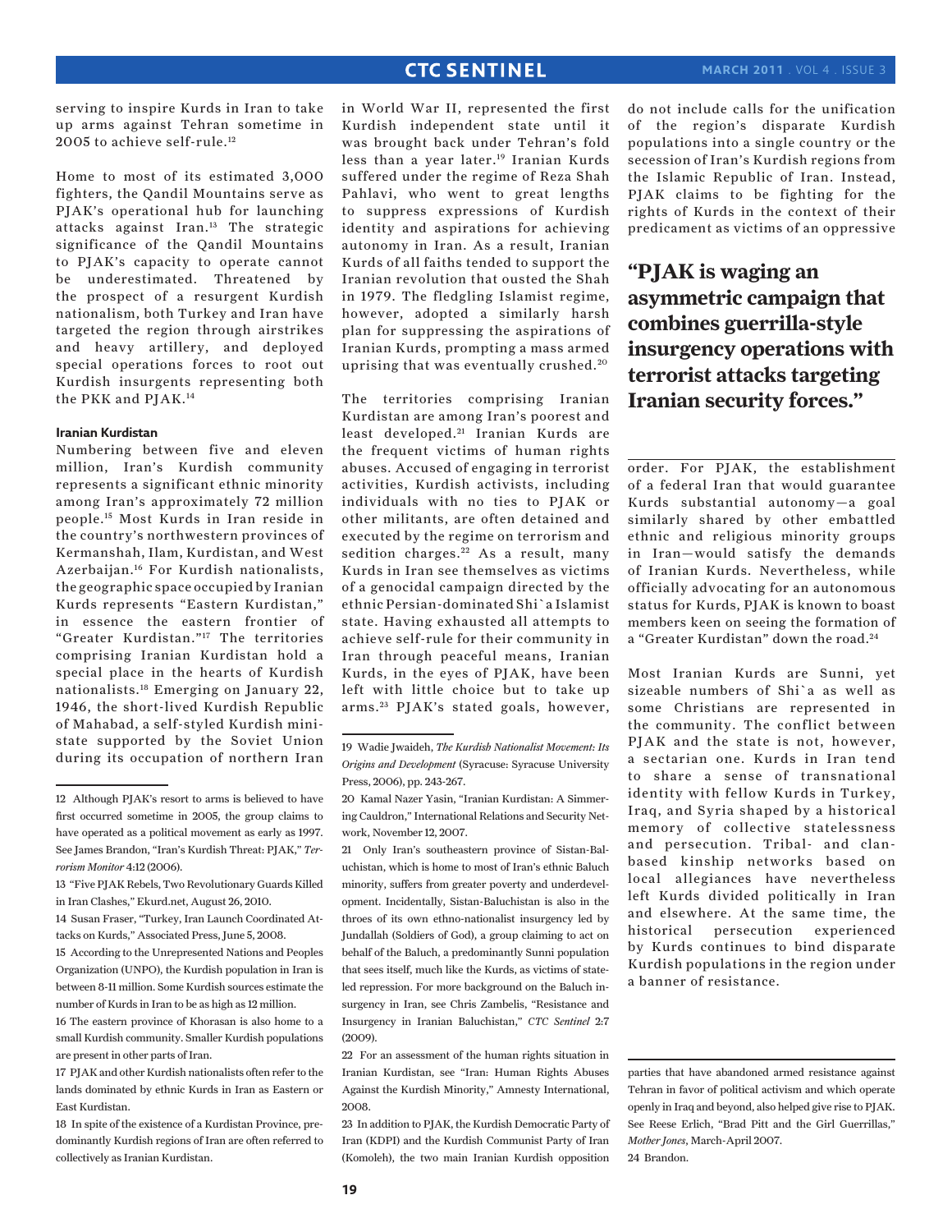serving to inspire Kurds in Iran to take up arms against Tehran sometime in 2005 to achieve self-rule.[12]

Home to most of its estimated 3,000 fighters, the Qandil Mountains serve as PJAK's operational hub for launching attacks against Iran.[13] The strategic significance of the Qandil Mountains to PJAK's capacity to operate cannot be underestimated. Threatened by the prospect of a resurgent Kurdish nationalism, both Turkey and Iran have targeted the region through airstrikes and heavy artillery, and deployed special operations forces to root out Kurdish insurgents representing both the PKK and PJAK.[14]

#### Iranian Kurdistan

Numbering between five and eleven million, Iran's Kurdish community represents a significant ethnic minority among Iran's approximately 72 million people.[15] Most Kurds in Iran reside in the country's northwestern provinces of Kermanshah, Ilam, Kurdistan, and West Azerbaijan.[16] For Kurdish nationalists, the geographic space occupied by Iranian Kurds represents "Eastern Kurdistan," in essence the eastern frontier of "Greater Kurdistan."[17] The territories comprising Iranian Kurdistan hold a special place in the hearts of Kurdish nationalists.[18] Emerging on January 22, 1946, the short-lived Kurdish Republic of Mahabad, a self-styled Kurdish mini-state supported by the Soviet Union during its occupation of northern Iran in World War II, represented the first Kurdish independent state until it was brought back under Tehran's fold less than a year later.[19] Iranian Kurds suffered under the regime of Reza Shah Pahlavi, who went to great lengths to suppress expressions of Kurdish identity and aspirations for achieving autonomy in Iran. As a result, Iranian Kurds of all faiths tended to support the Iranian revolution that ousted the Shah in 1979. The fledgling Islamist regime, however, adopted a similarly harsh plan for suppressing the aspirations of Iranian Kurds, prompting a mass armed uprising that was eventually crushed.[20]

The territories comprising Iranian Kurdistan are among Iran's poorest and least developed.[21] Iranian Kurds are the frequent victims of human rights abuses. Accused of engaging in terrorist activities, Kurdish activists, including individuals with no ties to PJAK or other militants, are often detained and executed by the regime on terrorism and sedition charges.[22] As a result, many Kurds in Iran see themselves as victims of a genocidal campaign directed by the ethnic Persian-dominated Shi`a Islamist state. Having exhausted all attempts to achieve self-rule for their community in Iran through peaceful means, Iranian Kurds, in the eyes of PJAK, have been left with little choice but to take up arms.[23] PJAK's stated goals, however, do not include calls for the unification of the region's disparate Kurdish populations into a single country or the secession of Iran's Kurdish regions from the Islamic Republic of Iran. Instead, PJAK claims to be fighting for the rights of Kurds in the context of their predicament as victims of an oppressive order. For PJAK, the establishment of a federal Iran that would guarantee Kurds substantial autonomy—a goal similarly shared by other embattled ethnic and religious minority groups in Iran—would satisfy the demands of Iranian Kurds. Nevertheless, while officially advocating for an autonomous status for Kurds, PJAK is known to boast members keen on seeing the formation of a "Greater Kurdistan" down the road.[24]

> **"PJAK is waging an asymmetric campaign that combines guerrilla-style insurgency operations with terrorist attacks targeting Iranian security forces."**

Most Iranian Kurds are Sunni, yet sizeable numbers of Shi`a as well as some Christians are represented in the community. The conflict between PJAK and the state is not, however, a sectarian one. Kurds in Iran tend to share a sense of transnational identity with fellow Kurds in Turkey, Iraq, and Syria shaped by a historical memory of collective statelessness and persecution. Tribal- and clan-based kinship networks based on local allegiances have nevertheless left Kurds divided politically in Iran and elsewhere. At the same time, the historical persecution experienced by Kurds continues to bind disparate Kurdish populations in the region under a banner of resistance.

---

12 Although PJAK's resort to arms is believed to have first occurred sometime in 2005, the group claims to have operated as a political movement as early as 1997. See James Brandon, "Iran's Kurdish Threat: PJAK," *Terrorism Monitor* 4:12 (2006).

13 "Five PJAK Rebels, Two Revolutionary Guards Killed in Iran Clashes," Ekurd.net, August 26, 2010.

14 Susan Fraser, "Turkey, Iran Launch Coordinated Attacks on Kurds," Associated Press, June 5, 2008.

15 According to the Unrepresented Nations and Peoples Organization (UNPO), the Kurdish population in Iran is between 8-11 million. Some Kurdish sources estimate the number of Kurds in Iran to be as high as 12 million.

16 The eastern province of Khorasan is also home to a small Kurdish community. Smaller Kurdish populations are present in other parts of Iran.

17 PJAK and other Kurdish nationalists often refer to the lands dominated by ethnic Kurds in Iran as Eastern or East Kurdistan.

18 In spite of the existence of a Kurdistan Province, predominantly Kurdish regions of Iran are often referred to collectively as Iranian Kurdistan.

19 Wadie Jwaideh, *The Kurdish Nationalist Movement: Its Origins and Development* (Syracuse: Syracuse University Press, 2006), pp. 243-267.

20 Kamal Nazer Yasin, "Iranian Kurdistan: A Simmering Cauldron," International Relations and Security Network, November 12, 2007.

21 Only Iran's southeastern province of Sistan-Baluchistan, which is home to most of Iran's ethnic Baluch minority, suffers from greater poverty and underdevelopment. Incidentally, Sistan-Baluchistan is also in the throes of its own ethno-nationalist insurgency led by Jundallah (Soldiers of God), a group claiming to act on behalf of the Baluch, a predominantly Sunni population that sees itself, much like the Kurds, as victims of state-led repression. For more background on the Baluch insurgency in Iran, see Chris Zambelis, "Resistance and Insurgency in Iranian Baluchistan," *CTC Sentinel* 2:7 (2009).

22 For an assessment of the human rights situation in Iranian Kurdistan, see "Iran: Human Rights Abuses Against the Kurdish Minority," Amnesty International, 2008.

23 In addition to PJAK, the Kurdish Democratic Party of Iran (KDPI) and the Kurdish Communist Party of Iran (Komoleh), the two main Iranian Kurdish opposition parties that have abandoned armed resistance against Tehran in favor of political activism and which operate openly in Iraq and beyond, also helped give rise to PJAK. See Reese Erlich, "Brad Pitt and the Girl Guerrillas," *Mother Jones*, March-April 2007.

24 Brandon.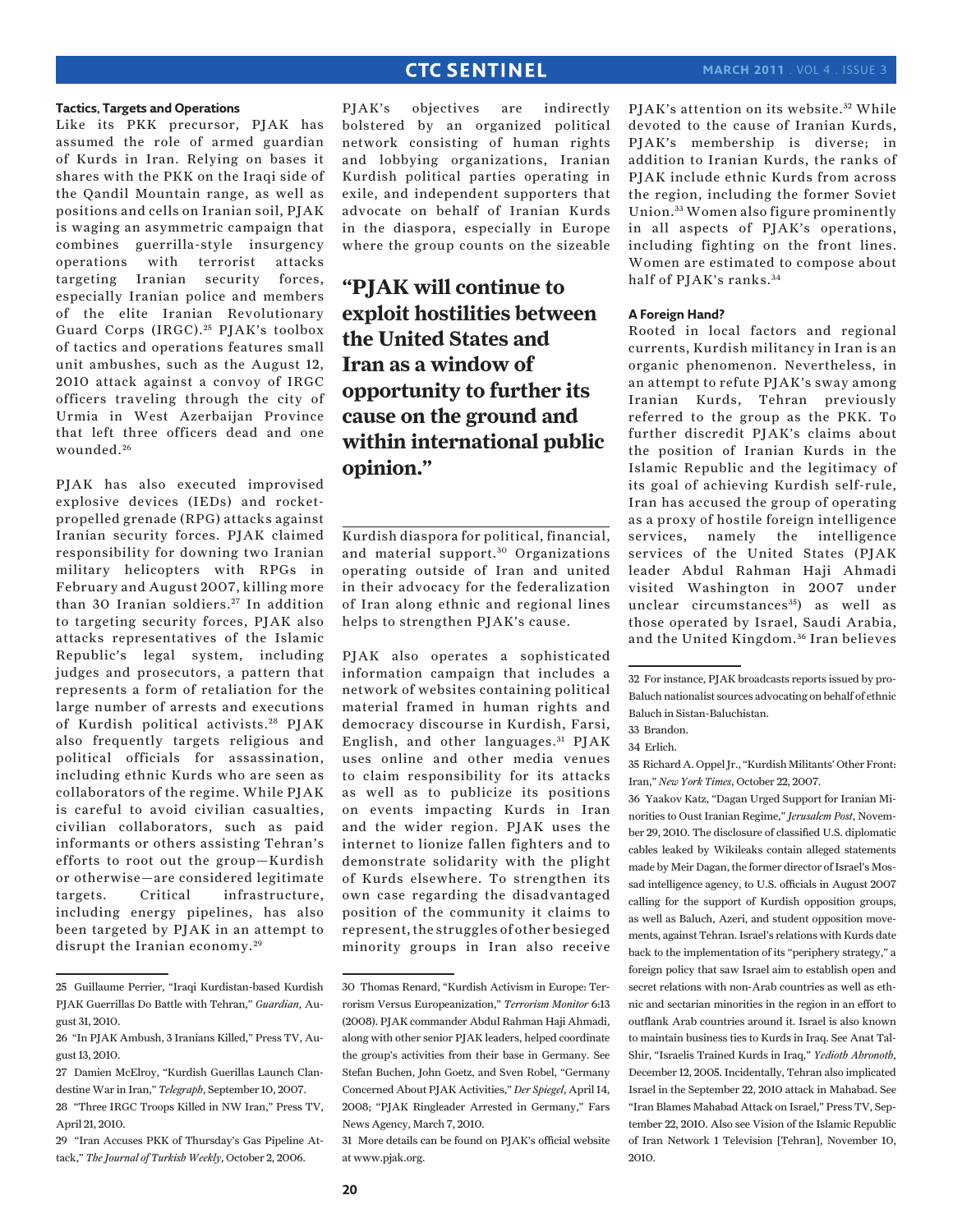### Tactics, Targets and Operations

Like its PKK precursor, PJAK has assumed the role of armed guardian of Kurds in Iran. Relying on bases it shares with the PKK on the Iraqi side of the Qandil Mountain range, as well as positions and cells on Iranian soil, PJAK is waging an asymmetric campaign that combines guerrilla-style insurgency operations with terrorist attacks targeting Iranian security forces, especially Iranian police and members of the elite Iranian Revolutionary Guard Corps (IRGC).[25] PJAK's toolbox of tactics and operations features small unit ambushes, such as the August 12, 2010 attack against a convoy of IRGC officers traveling through the city of Urmia in West Azerbaijan Province that left three officers dead and one wounded.[26]

PJAK has also executed improvised explosive devices (IEDs) and rocket-propelled grenade (RPG) attacks against Iranian security forces. PJAK claimed responsibility for downing two Iranian military helicopters with RPGs in February and August 2007, killing more than 30 Iranian soldiers.[27] In addition to targeting security forces, PJAK also attacks representatives of the Islamic Republic's legal system, including judges and prosecutors, a pattern that represents a form of retaliation for the large number of arrests and executions of Kurdish political activists.[28] PJAK also frequently targets religious and political officials for assassination, including ethnic Kurds who are seen as collaborators of the regime. While PJAK is careful to avoid civilian casualties, civilian collaborators, such as paid informants or others assisting Tehran's efforts to root out the group—Kurdish or otherwise—are considered legitimate targets. Critical infrastructure, including energy pipelines, has also been targeted by PJAK in an attempt to disrupt the Iranian economy.[29]

PJAK's objectives are indirectly bolstered by an organized political network consisting of human rights and lobbying organizations, Iranian Kurdish political parties operating in exile, and independent supporters that advocate on behalf of Iranian Kurds in the diaspora, especially in Europe where the group counts on the sizeable Kurdish diaspora for political, financial, and material support.[30] Organizations operating outside of Iran and united in their advocacy for the federalization of Iran along ethnic and regional lines helps to strengthen PJAK's cause.

> **"PJAK will continue to exploit hostilities between the United States and Iran as a window of opportunity to further its cause on the ground and within international public opinion."**

PJAK also operates a sophisticated information campaign that includes a network of websites containing political material framed in human rights and democracy discourse in Kurdish, Farsi, English, and other languages.[31] PJAK uses online and other media venues to claim responsibility for its attacks as well as to publicize its positions on events impacting Kurds in Iran and the wider region. PJAK uses the internet to lionize fallen fighters and to demonstrate solidarity with the plight of Kurds elsewhere. To strengthen its own case regarding the disadvantaged position of the community it claims to represent, the struggles of other besieged minority groups in Iran also receive PJAK's attention on its website.[32] While devoted to the cause of Iranian Kurds, PJAK's membership is diverse; in addition to Iranian Kurds, the ranks of PJAK include ethnic Kurds from across the region, including the former Soviet Union.[33] Women also figure prominently in all aspects of PJAK's operations, including fighting on the front lines. Women are estimated to compose about half of PJAK's ranks.[34]

### A Foreign Hand?

Rooted in local factors and regional currents, Kurdish militancy in Iran is an organic phenomenon. Nevertheless, in an attempt to refute PJAK's sway among Iranian Kurds, Tehran previously referred to the group as the PKK. To further discredit PJAK's claims about the position of Iranian Kurds in the Islamic Republic and the legitimacy of its goal of achieving Kurdish self-rule, Iran has accused the group of operating as a proxy of hostile foreign intelligence services, namely the intelligence services of the United States (PJAK leader Abdul Rahman Haji Ahmadi visited Washington in 2007 under unclear circumstances[35]) as well as those operated by Israel, Saudi Arabia, and the United Kingdom.[36] Iran believes

---

25 Guillaume Perrier, "Iraqi Kurdistan-based Kurdish PJAK Guerrillas Do Battle with Tehran," *Guardian*, August 31, 2010.

26 "In PJAK Ambush, 3 Iranians Killed," Press TV, August 13, 2010.

27 Damien McElroy, "Kurdish Guerillas Launch Clandestine War in Iran," *Telegraph*, September 10, 2007.

28 "Three IRGC Troops Killed in NW Iran," Press TV, April 21, 2010.

29 "Iran Accuses PKK of Thursday's Gas Pipeline Attack," *The Journal of Turkish Weekly*, October 2, 2006.

30 Thomas Renard, "Kurdish Activism in Europe: Terrorism Versus Europeanization," *Terrorism Monitor* 6:13 (2008). PJAK commander Abdul Rahman Haji Ahmadi, along with other senior PJAK leaders, helped coordinate the group's activities from their base in Germany. See Stefan Buchen, John Goetz, and Sven Robel, "Germany Concerned About PJAK Activities," *Der Spiegel*, April 14, 2008; "PJAK Ringleader Arrested in Germany," Fars News Agency, March 7, 2010.

31 More details can be found on PJAK's official website at www.pjak.org.

32 For instance, PJAK broadcasts reports issued by pro-Baluch nationalist sources advocating on behalf of ethnic Baluch in Sistan-Baluchistan.

33 Brandon.

34 Erlich.

35 Richard A. Oppel Jr., "Kurdish Militants' Other Front: Iran," *New York Times*, October 22, 2007.

36 Yaakov Katz, "Dagan Urged Support for Iranian Minorities to Oust Iranian Regime," *Jerusalem Post*, November 29, 2010. The disclosure of classified U.S. diplomatic cables leaked by Wikileaks contain alleged statements made by Meir Dagan, the former director of Israel's Mossad intelligence agency, to U.S. officials in August 2007 calling for the support of Kurdish opposition groups, as well as Baluch, Azeri, and student opposition movements, against Tehran. Israel's relations with Kurds date back to the implementation of its "periphery strategy," a foreign policy that saw Israel aim to establish open and secret relations with non-Arab countries as well as ethnic and sectarian minorities in the region in an effort to outflank Arab countries around it. Israel is also known to maintain business ties to Kurds in Iraq. See Anat Tal-Shir, "Israelis Trained Kurds in Iraq," *Yedioth Ahronoth*, December 12, 2005. Incidentally, Tehran also implicated Israel in the September 22, 2010 attack in Mahabad. See "Iran Blames Mahabad Attack on Israel," Press TV, September 22, 2010. Also see Vision of the Islamic Republic of Iran Network 1 Television [Tehran], November 10, 2010.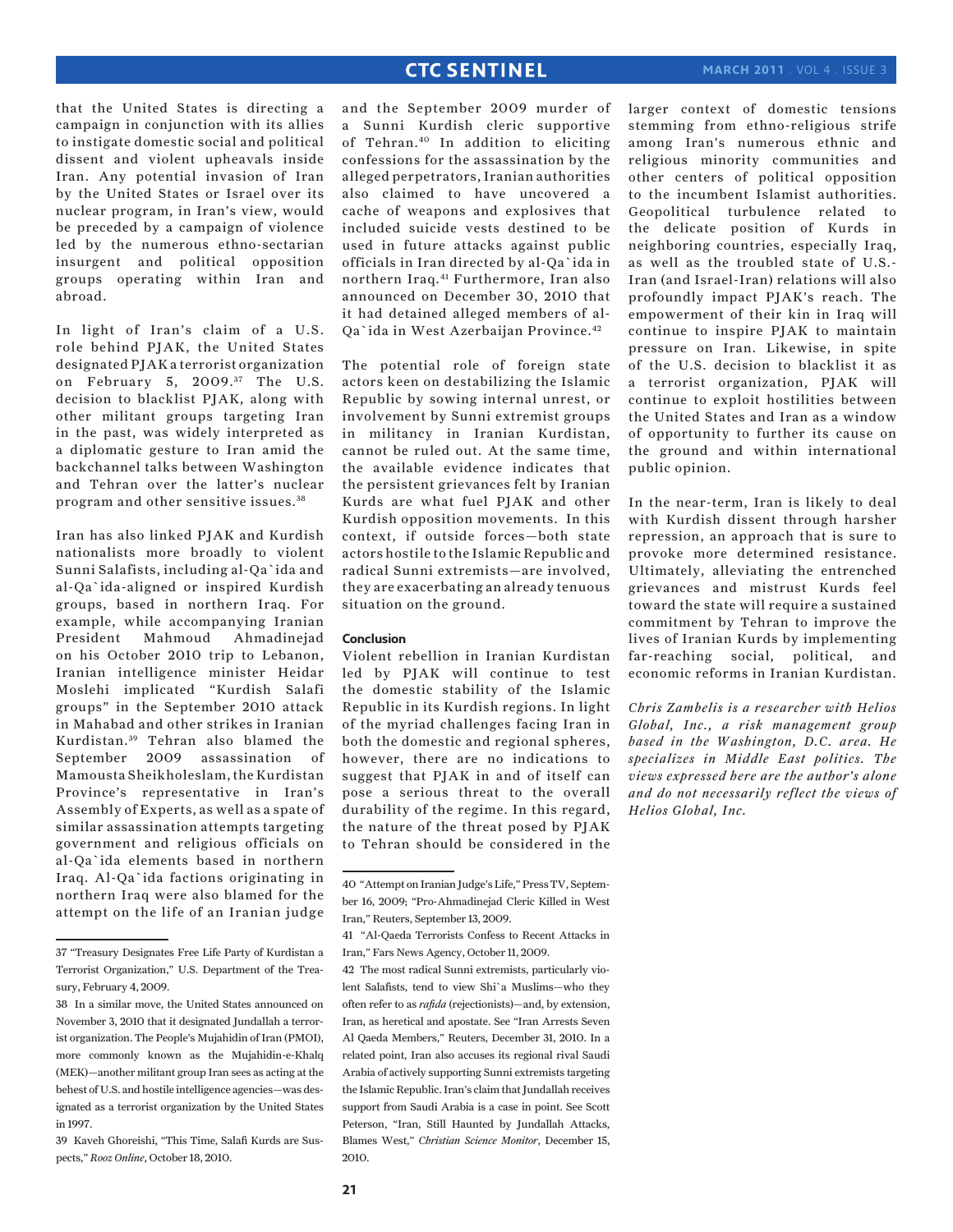that the United States is directing a campaign in conjunction with its allies to instigate domestic social and political dissent and violent upheavals inside Iran. Any potential invasion of Iran by the United States or Israel over its nuclear program, in Iran's view, would be preceded by a campaign of violence led by the numerous ethno-sectarian insurgent and political opposition groups operating within Iran and abroad.

In light of Iran's claim of a U.S. role behind PJAK, the United States designated PJAK a terrorist organization on February 5, 2009.[37] The U.S. decision to blacklist PJAK, along with other militant groups targeting Iran in the past, was widely interpreted as a diplomatic gesture to Iran amid the backchannel talks between Washington and Tehran over the latter's nuclear program and other sensitive issues.[38]

Iran has also linked PJAK and Kurdish nationalists more broadly to violent Sunni Salafists, including al-Qa`ida and al-Qa`ida-aligned or inspired Kurdish groups, based in northern Iraq. For example, while accompanying Iranian President Mahmoud Ahmadinejad on his October 2010 trip to Lebanon, Iranian intelligence minister Heidar Moslehi implicated "Kurdish Salafi groups" in the September 2010 attack in Mahabad and other strikes in Iranian Kurdistan.[39] Tehran also blamed the September 2009 assassination of Mamousta Sheikholeslam, the Kurdistan Province's representative in Iran's Assembly of Experts, as well as a spate of similar assassination attempts targeting government and religious officials on al-Qa`ida elements based in northern Iraq. Al-Qa`ida factions originating in northern Iraq were also blamed for the attempt on the life of an Iranian judge and the September 2009 murder of a Sunni Kurdish cleric supportive of Tehran.[40] In addition to eliciting confessions for the assassination by the alleged perpetrators, Iranian authorities also claimed to have uncovered a cache of weapons and explosives that included suicide vests destined to be used in future attacks against public officials in Iran directed by al-Qa`ida in northern Iraq.[41] Furthermore, Iran also announced on December 30, 2010 that it had detained alleged members of al-Qa`ida in West Azerbaijan Province.[42]

The potential role of foreign state actors keen on destabilizing the Islamic Republic by sowing internal unrest, or involvement by Sunni extremist groups in militancy in Iranian Kurdistan, cannot be ruled out. At the same time, the available evidence indicates that the persistent grievances felt by Iranian Kurds are what fuel PJAK and other Kurdish opposition movements. In this context, if outside forces—both state actors hostile to the Islamic Republic and radical Sunni extremists—are involved, they are exacerbating an already tenuous situation on the ground.

### Conclusion

Violent rebellion in Iranian Kurdistan led by PJAK will continue to test the domestic stability of the Islamic Republic in its Kurdish regions. In light of the myriad challenges facing Iran in both the domestic and regional spheres, however, there are no indications to suggest that PJAK in and of itself can pose a serious threat to the overall durability of the regime. In this regard, the nature of the threat posed by PJAK to Tehran should be considered in the larger context of domestic tensions stemming from ethno-religious strife among Iran's numerous ethnic and religious minority communities and other centers of political opposition to the incumbent Islamist authorities. Geopolitical turbulence related to the delicate position of Kurds in neighboring countries, especially Iraq, as well as the troubled state of U.S.-Iran (and Israel-Iran) relations will also profoundly impact PJAK's reach. The empowerment of their kin in Iraq will continue to inspire PJAK to maintain pressure on Iran. Likewise, in spite of the U.S. decision to blacklist it as a terrorist organization, PJAK will continue to exploit hostilities between the United States and Iran as a window of opportunity to further its cause on the ground and within international public opinion.

In the near-term, Iran is likely to deal with Kurdish dissent through harsher repression, an approach that is sure to provoke more determined resistance. Ultimately, alleviating the entrenched grievances and mistrust Kurds feel toward the state will require a sustained commitment by Tehran to improve the lives of Iranian Kurds by implementing far-reaching social, political, and economic reforms in Iranian Kurdistan.

*Chris Zambelis is a researcher with Helios Global, Inc., a risk management group based in the Washington, D.C. area. He specializes in Middle East politics. The views expressed here are the author's alone and do not necessarily reflect the views of Helios Global, Inc.*

---

37 "Treasury Designates Free Life Party of Kurdistan a Terrorist Organization," U.S. Department of the Treasury, February 4, 2009.

38 In a similar move, the United States announced on November 3, 2010 that it designated Jundallah a terrorist organization. The People's Mujahidin of Iran (PMOI), more commonly known as the Mujahidin-e-Khalq (MEK)—another militant group Iran sees as acting at the behest of U.S. and hostile intelligence agencies—was designated as a terrorist organization by the United States in 1997.

39 Kaveh Ghoreishi, "This Time, Salafi Kurds are Suspects," *Rooz Online*, October 18, 2010.

40 "Attempt on Iranian Judge's Life," Press TV, September 16, 2009; "Pro-Ahmadinejad Cleric Killed in West Iran," Reuters, September 13, 2009.

41 "Al-Qaeda Terrorists Confess to Recent Attacks in Iran," Fars News Agency, October 11, 2009.

42 The most radical Sunni extremists, particularly violent Salafists, tend to view Shi`a Muslims—who they often refer to as *rafida* (rejectionists)—and, by extension, Iran, as heretical and apostate. See "Iran Arrests Seven Al Qaeda Members," Reuters, December 31, 2010. In a related point, Iran also accuses its regional rival Saudi Arabia of actively supporting Sunni extremists targeting the Islamic Republic. Iran's claim that Jundallah receives support from Saudi Arabia is a case in point. See Scott Peterson, "Iran, Still Haunted by Jundallah Attacks, Blames West," *Christian Science Monitor*, December 15, 2010.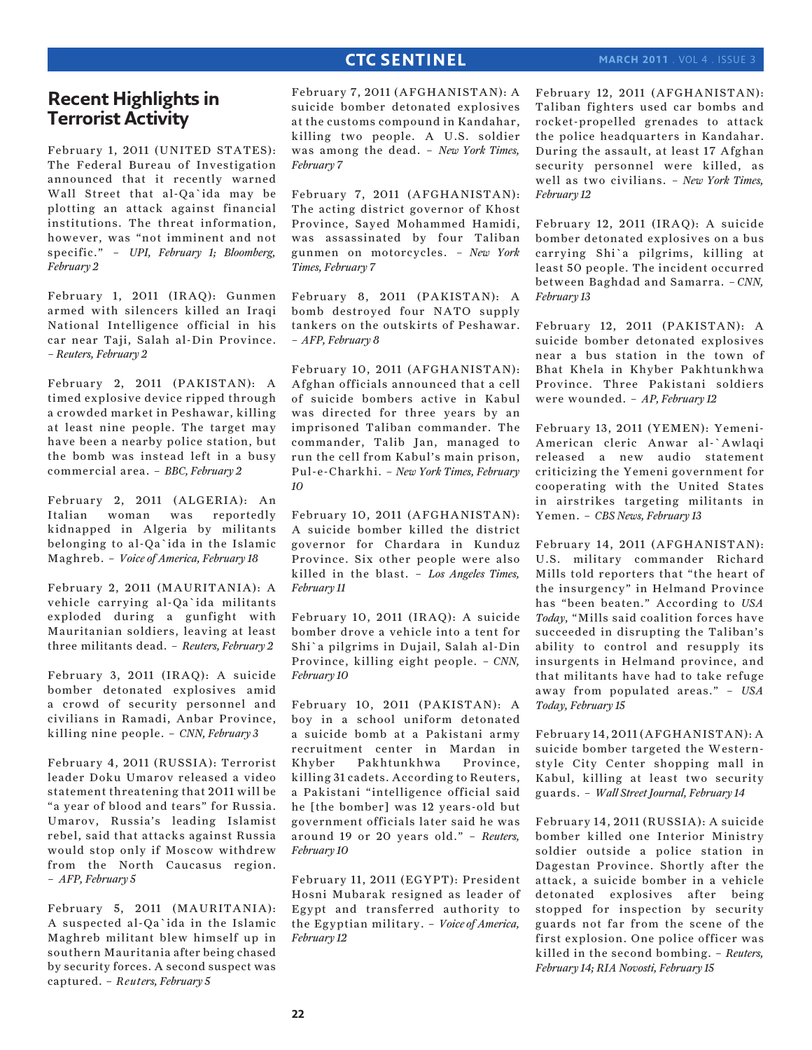# Recent Highlights in Terrorist Activity

February 1, 2011 (UNITED STATES): The Federal Bureau of Investigation announced that it recently warned Wall Street that al-Qa`ida may be plotting an attack against financial institutions. The threat information, however, was "not imminent and not specific." – *UPI, February 1; Bloomberg, February 2*

February 1, 2011 (IRAQ): Gunmen armed with silencers killed an Iraqi National Intelligence official in his car near Taji, Salah al-Din Province. – *Reuters, February 2*

February 2, 2011 (PAKISTAN): A timed explosive device ripped through a crowded market in Peshawar, killing at least nine people. The target may have been a nearby police station, but the bomb was instead left in a busy commercial area. – *BBC, February 2*

February 2, 2011 (ALGERIA): An Italian woman was reportedly kidnapped in Algeria by militants belonging to al-Qa`ida in the Islamic Maghreb. – *Voice of America, February 18*

February 2, 2011 (MAURITANIA): A vehicle carrying al-Qa`ida militants exploded during a gunfight with Mauritanian soldiers, leaving at least three militants dead. – *Reuters, February 2*

February 3, 2011 (IRAQ): A suicide bomber detonated explosives amid a crowd of security personnel and civilians in Ramadi, Anbar Province, killing nine people. – *CNN, February 3*

February 4, 2011 (RUSSIA): Terrorist leader Doku Umarov released a video statement threatening that 2011 will be "a year of blood and tears" for Russia. Umarov, Russia's leading Islamist rebel, said that attacks against Russia would stop only if Moscow withdrew from the North Caucasus region. – *AFP, February 5*

February 5, 2011 (MAURITANIA): A suspected al-Qa`ida in the Islamic Maghreb militant blew himself up in southern Mauritania after being chased by security forces. A second suspect was captured. – *Reuters, February 5*

February 7, 2011 (AFGHANISTAN): A suicide bomber detonated explosives at the customs compound in Kandahar, killing two people. A U.S. soldier was among the dead. – *New York Times, February 7*

February 7, 2011 (AFGHANISTAN): The acting district governor of Khost Province, Sayed Mohammed Hamidi, was assassinated by four Taliban gunmen on motorcycles. – *New York Times, February 7*

February 8, 2011 (PAKISTAN): A bomb destroyed four NATO supply tankers on the outskirts of Peshawar. – *AFP, February 8*

February 10, 2011 (AFGHANISTAN): Afghan officials announced that a cell of suicide bombers active in Kabul was directed for three years by an imprisoned Taliban commander. The commander, Talib Jan, managed to run the cell from Kabul's main prison, Pul-e-Charkhi. – *New York Times, February 10*

February 10, 2011 (AFGHANISTAN): A suicide bomber killed the district governor for Chardara in Kunduz Province. Six other people were also killed in the blast. – *Los Angeles Times, February 11*

February 10, 2011 (IRAQ): A suicide bomber drove a vehicle into a tent for Shi`a pilgrims in Dujail, Salah al-Din Province, killing eight people. – *CNN, February 10*

February 10, 2011 (PAKISTAN): A boy in a school uniform detonated a suicide bomb at a Pakistani army recruitment center in Mardan in Khyber Pakhtunkhwa Province, killing 31 cadets. According to Reuters, a Pakistani "intelligence official said he [the bomber] was 12 years-old but government officials later said he was around 19 or 20 years old." – *Reuters, February 10*

February 11, 2011 (EGYPT): President Hosni Mubarak resigned as leader of Egypt and transferred authority to the Egyptian military. – *Voice of America, February 12*

February 12, 2011 (AFGHANISTAN): Taliban fighters used car bombs and rocket-propelled grenades to attack the police headquarters in Kandahar. During the assault, at least 17 Afghan security personnel were killed, as well as two civilians. – *New York Times, February 12*

February 12, 2011 (IRAQ): A suicide bomber detonated explosives near a bus carrying Shi`a pilgrims, killing at least 50 people. The incident occurred between Baghdad and Samarra. – *CNN, February 13*

February 12, 2011 (PAKISTAN): A suicide bomber detonated explosives near a bus station in the town of Bhat Khela in Khyber Pakhtunkhwa Province. Three Pakistani soldiers were wounded. – *AP, February 12*

February 13, 2011 (YEMEN): Yemeni-American cleric Anwar al-`Awlaqi released a new audio statement criticizing the Yemeni government for cooperating with the United States in airstrikes targeting militants in Yemen. – *CBS News, February 13*

February 14, 2011 (AFGHANISTAN): U.S. military commander Richard Mills told reporters that "the heart of the insurgency" in Helmand Province has "been beaten." According to *USA Today*, "Mills said coalition forces have succeeded in disrupting the Taliban's ability to control and resupply its insurgents in Helmand province, and that militants have had to take refuge away from populated areas." – *USA Today, February 15*

February 14, 2011 (AFGHANISTAN): A suicide bomber targeted the Western-style City Center shopping mall in Kabul, killing at least two security guards. – *Wall Street Journal, February 14*

February 14, 2011 (RUSSIA): A suicide bomber killed one Interior Ministry soldier outside a police station in Dagestan Province. Shortly after the attack, a suicide bomber in a vehicle detonated explosives after being stopped for inspection by security guards not far from the scene of the first explosion. One police officer was killed in the second bombing. – *Reuters, February 14; RIA Novosti, February 15*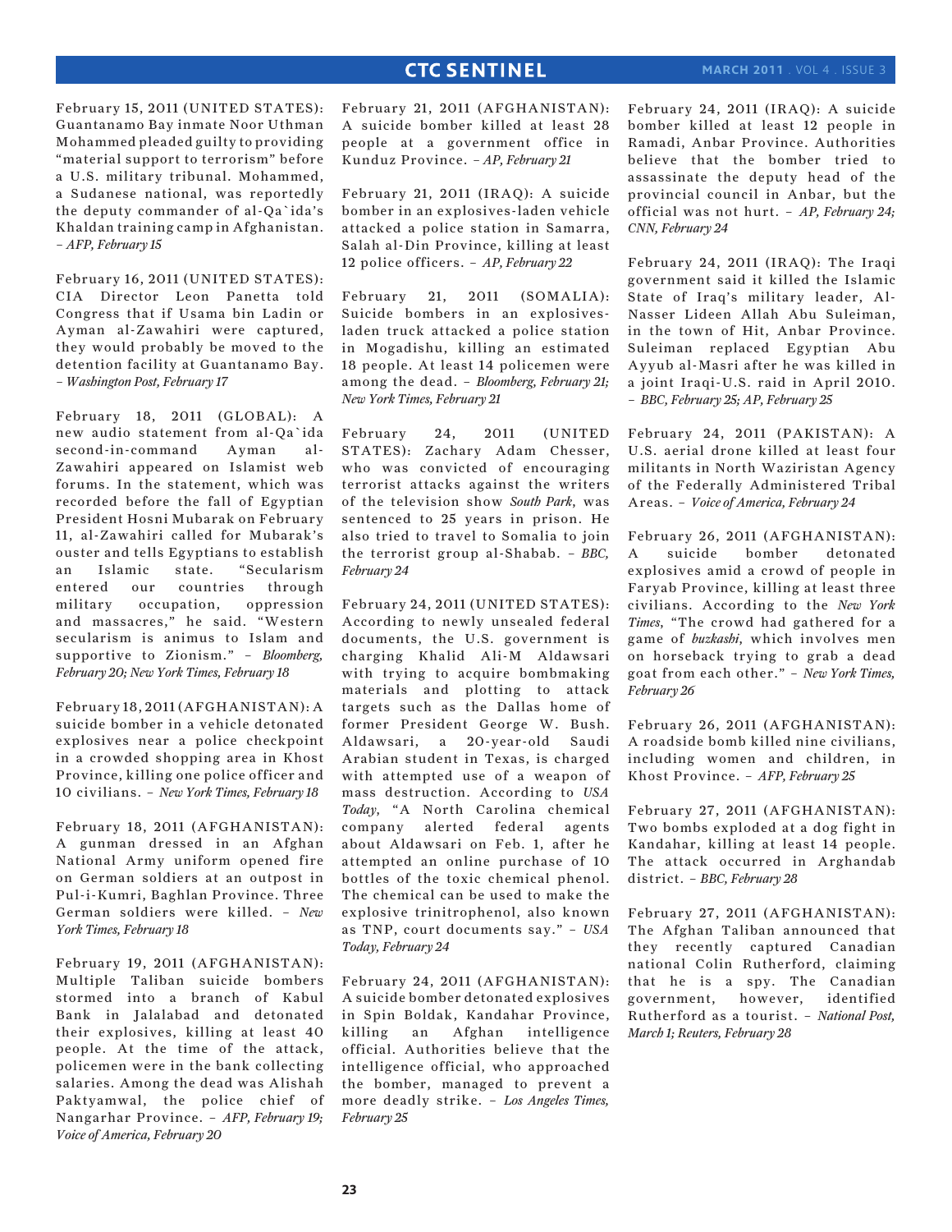February 15, 2011 (UNITED STATES): Guantanamo Bay inmate Noor Uthman Mohammed pleaded guilty to providing "material support to terrorism" before a U.S. military tribunal. Mohammed, a Sudanese national, was reportedly the deputy commander of al-Qa`ida's Khaldan training camp in Afghanistan. – *AFP, February 15*

February 16, 2011 (UNITED STATES): CIA Director Leon Panetta told Congress that if Usama bin Ladin or Ayman al-Zawahiri were captured, they would probably be moved to the detention facility at Guantanamo Bay. – *Washington Post, February 17*

February 18, 2011 (GLOBAL): A new audio statement from al-Qa`ida second-in-command Ayman al-Zawahiri appeared on Islamist web forums. In the statement, which was recorded before the fall of Egyptian President Hosni Mubarak on February 11, al-Zawahiri called for Mubarak's ouster and tells Egyptians to establish an Islamic state. "Secularism entered our countries through military occupation, oppression and massacres," he said. "Western secularism is animus to Islam and supportive to Zionism." – *Bloomberg, February 20; New York Times, February 18*

February 18, 2011 (AFGHANISTAN): A suicide bomber in a vehicle detonated explosives near a police checkpoint in a crowded shopping area in Khost Province, killing one police officer and 10 civilians. – *New York Times, February 18*

February 18, 2011 (AFGHANISTAN): A gunman dressed in an Afghan National Army uniform opened fire on German soldiers at an outpost in Pul-i-Kumri, Baghlan Province. Three German soldiers were killed. – *New York Times, February 18*

February 19, 2011 (AFGHANISTAN): Multiple Taliban suicide bombers stormed into a branch of Kabul Bank in Jalalabad and detonated their explosives, killing at least 40 people. At the time of the attack, policemen were in the bank collecting salaries. Among the dead was Alishah Paktyamwal, the police chief of Nangarhar Province. – *AFP, February 19; Voice of America, February 20*

February 21, 2011 (AFGHANISTAN): A suicide bomber killed at least 28 people at a government office in Kunduz Province. – *AP, February 21*

February 21, 2011 (IRAQ): A suicide bomber in an explosives-laden vehicle attacked a police station in Samarra, Salah al-Din Province, killing at least 12 police officers. – *AP, February 22*

February 21, 2011 (SOMALIA): Suicide bombers in an explosives-laden truck attacked a police station in Mogadishu, killing an estimated 18 people. At least 14 policemen were among the dead. – *Bloomberg, February 21; New York Times, February 21*

February 24, 2011 (UNITED STATES): Zachary Adam Chesser, who was convicted of encouraging terrorist attacks against the writers of the television show *South Park*, was sentenced to 25 years in prison. He also tried to travel to Somalia to join the terrorist group al-Shabab. – *BBC, February 24*

February 24, 2011 (UNITED STATES): According to newly unsealed federal documents, the U.S. government is charging Khalid Ali-M Aldawsari with trying to acquire bombmaking materials and plotting to attack targets such as the Dallas home of former President George W. Bush. Aldawsari, a 20-year-old Saudi Arabian student in Texas, is charged with attempted use of a weapon of mass destruction. According to *USA Today*, "A North Carolina chemical company alerted federal agents about Aldawsari on Feb. 1, after he attempted an online purchase of 10 bottles of the toxic chemical phenol. The chemical can be used to make the explosive trinitrophenol, also known as TNP, court documents say." – *USA Today, February 24*

February 24, 2011 (AFGHANISTAN): A suicide bomber detonated explosives in Spin Boldak, Kandahar Province, killing an Afghan intelligence official. Authorities believe that the intelligence official, who approached the bomber, managed to prevent a more deadly strike. – *Los Angeles Times, February 25*

February 24, 2011 (IRAQ): A suicide bomber killed at least 12 people in Ramadi, Anbar Province. Authorities believe that the bomber tried to assassinate the deputy head of the provincial council in Anbar, but the official was not hurt. – *AP, February 24; CNN, February 24*

February 24, 2011 (IRAQ): The Iraqi government said it killed the Islamic State of Iraq's military leader, Al-Nasser Lideen Allah Abu Suleiman, in the town of Hit, Anbar Province. Suleiman replaced Egyptian Abu Ayyub al-Masri after he was killed in a joint Iraqi-U.S. raid in April 2010. – *BBC, February 25; AP, February 25*

February 24, 2011 (PAKISTAN): A U.S. aerial drone killed at least four militants in North Waziristan Agency of the Federally Administered Tribal Areas. – *Voice of America, February 24*

February 26, 2011 (AFGHANISTAN): A suicide bomber detonated explosives amid a crowd of people in Faryab Province, killing at least three civilians. According to the *New York Times*, "The crowd had gathered for a game of *buzkashi*, which involves men on horseback trying to grab a dead goat from each other." – *New York Times, February 26*

February 26, 2011 (AFGHANISTAN): A roadside bomb killed nine civilians, including women and children, in Khost Province. – *AFP, February 25*

February 27, 2011 (AFGHANISTAN): Two bombs exploded at a dog fight in Kandahar, killing at least 14 people. The attack occurred in Arghandab district. – *BBC, February 28*

February 27, 2011 (AFGHANISTAN): The Afghan Taliban announced that they recently captured Canadian national Colin Rutherford, claiming that he is a spy. The Canadian government, however, identified Rutherford as a tourist. – *National Post, March 1; Reuters, February 28*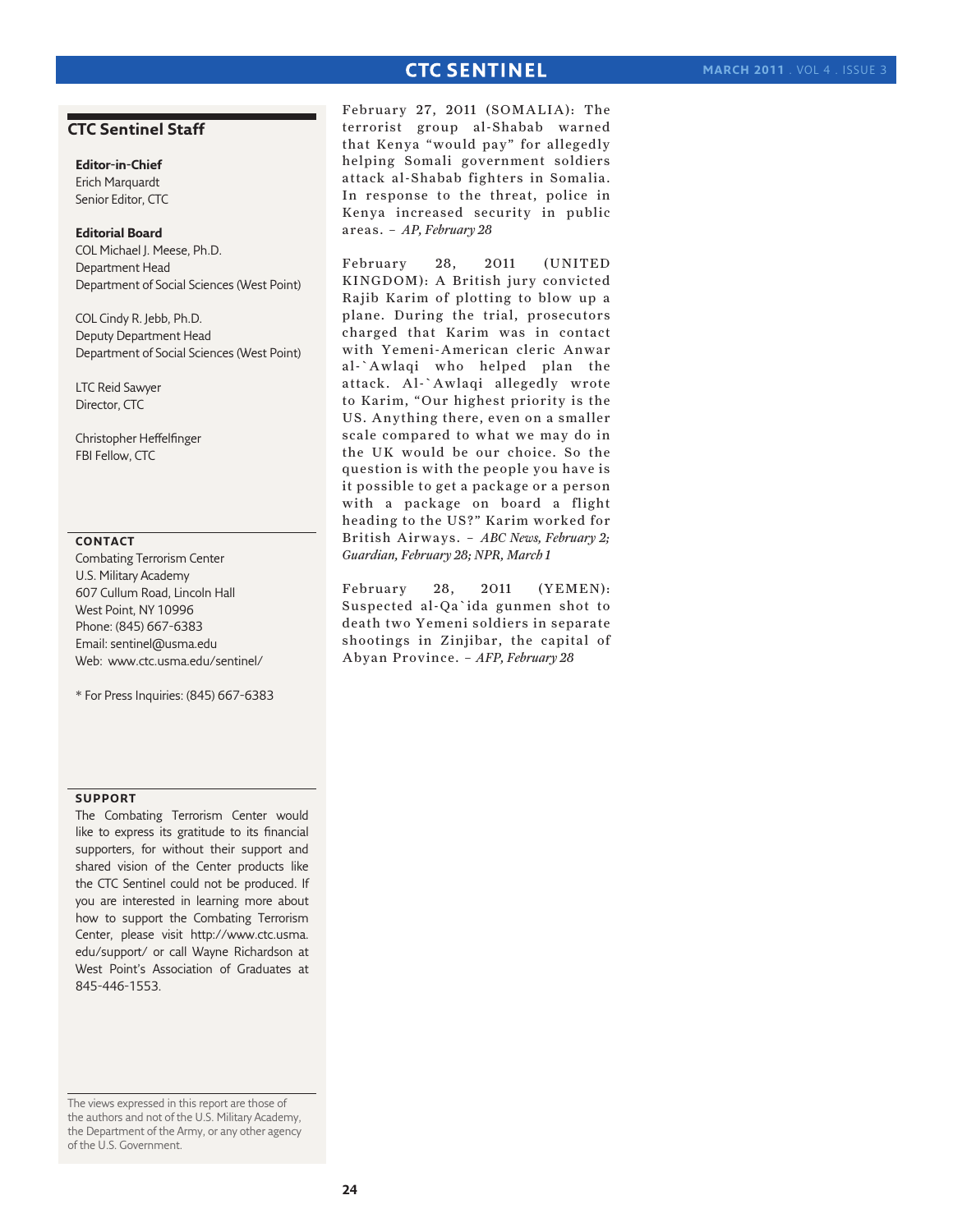February 27, 2011 (SOMALIA): The terrorist group al-Shabab warned that Kenya "would pay" for allegedly helping Somali government soldiers attack al-Shabab fighters in Somalia. In response to the threat, police in Kenya increased security in public areas. – *AP, February 28*

February 28, 2011 (UNITED KINGDOM): A British jury convicted Rajib Karim of plotting to blow up a plane. During the trial, prosecutors charged that Karim was in contact with Yemeni-American cleric Anwar al-`Awlaqi who helped plan the attack. Al-`Awlaqi allegedly wrote to Karim, "Our highest priority is the US. Anything there, even on a smaller scale compared to what we may do in the UK would be our choice. So the question is with the people you have is it possible to get a package or a person with a package on board a flight heading to the US?" Karim worked for British Airways. – *ABC News, February 2; Guardian, February 28; NPR, March 1*

February 28, 2011 (YEMEN): Suspected al-Qa`ida gunmen shot to death two Yemeni soldiers in separate shootings in Zinjibar, the capital of Abyan Province. – *AFP, February 28*

## CTC Sentinel Staff

**Editor-in-Chief**
Erich Marquardt
Senior Editor, CTC

**Editorial Board**
COL Michael J. Meese, Ph.D.
Department Head
Department of Social Sciences (West Point)

COL Cindy R. Jebb, Ph.D.
Deputy Department Head
Department of Social Sciences (West Point)

LTC Reid Sawyer
Director, CTC

Christopher Heffelfinger
FBI Fellow, CTC

### CONTACT

Combating Terrorism Center
U.S. Military Academy
607 Cullum Road, Lincoln Hall
West Point, NY 10996
Phone: (845) 667-6383
Email: sentinel@usma.edu
Web: www.ctc.usma.edu/sentinel/

\* For Press Inquiries: (845) 667-6383

### SUPPORT

The Combating Terrorism Center would like to express its gratitude to its financial supporters, for without their support and shared vision of the Center products like the CTC Sentinel could not be produced. If you are interested in learning more about how to support the Combating Terrorism Center, please visit http://www.ctc.usma.edu/support/ or call Wayne Richardson at West Point's Association of Graduates at 845-446-1553.

The views expressed in this report are those of the authors and not of the U.S. Military Academy, the Department of the Army, or any other agency of the U.S. Government.